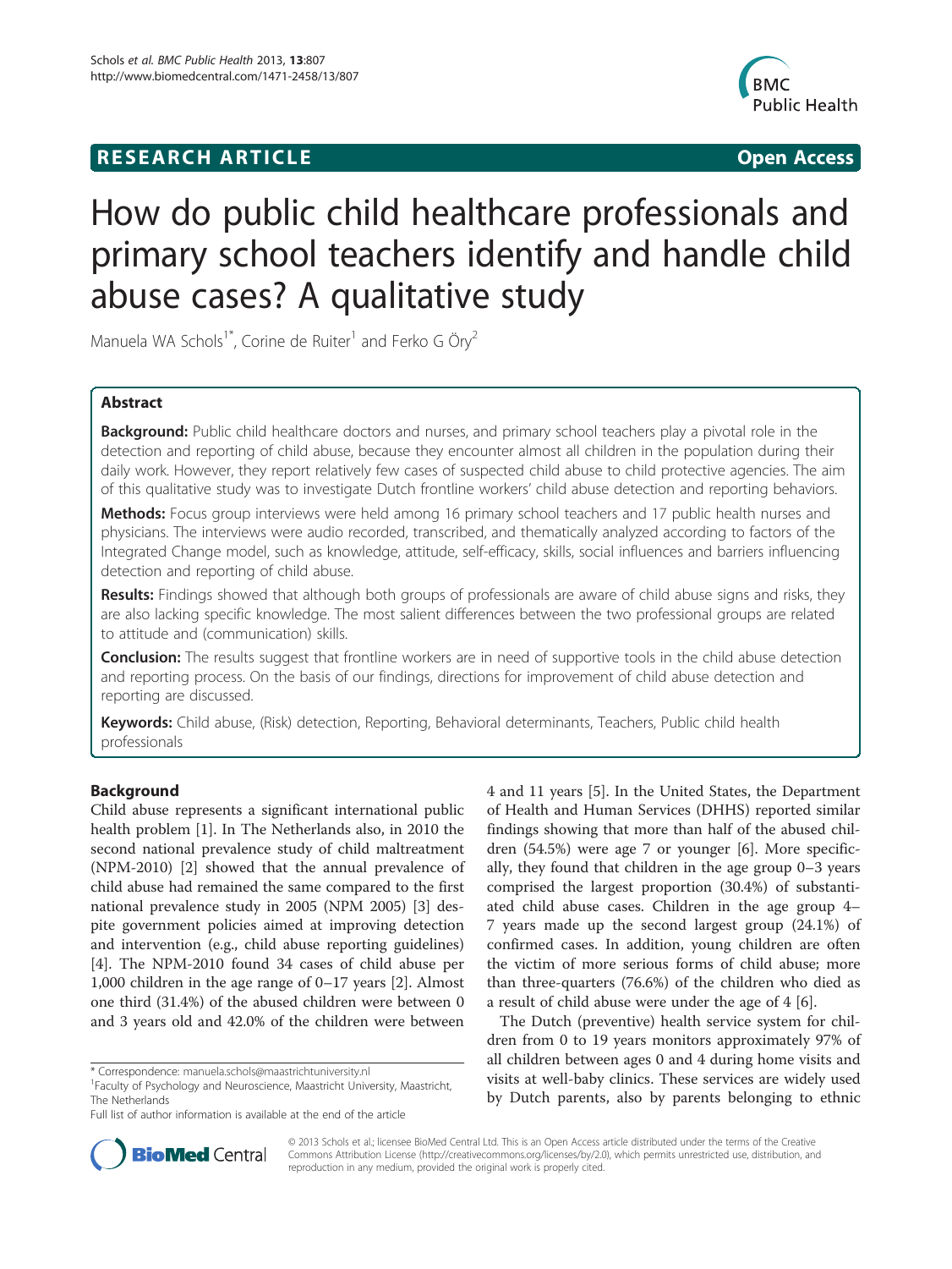RESEARCH ARTICLE Open Access

# How do public child healthcare professionals and primary school teachers identify and handle child abuse cases? A qualitative study

Manuela WA Schols[1*], Corine de Ruiter[1] and Ferko G Öry[2]

## Abstract

**Background:** Public child healthcare doctors and nurses, and primary school teachers play a pivotal role in the detection and reporting of child abuse, because they encounter almost all children in the population during their daily work. However, they report relatively few cases of suspected child abuse to child protective agencies. The aim of this qualitative study was to investigate Dutch frontline workers' child abuse detection and reporting behaviors.

**Methods:** Focus group interviews were held among 16 primary school teachers and 17 public health nurses and physicians. The interviews were audio recorded, transcribed, and thematically analyzed according to factors of the Integrated Change model, such as knowledge, attitude, self-efficacy, skills, social influences and barriers influencing detection and reporting of child abuse.

**Results:** Findings showed that although both groups of professionals are aware of child abuse signs and risks, they are also lacking specific knowledge. The most salient differences between the two professional groups are related to attitude and (communication) skills.

**Conclusion:** The results suggest that frontline workers are in need of supportive tools in the child abuse detection and reporting process. On the basis of our findings, directions for improvement of child abuse detection and reporting are discussed.

**Keywords:** Child abuse, (Risk) detection, Reporting, Behavioral determinants, Teachers, Public child health professionals

## Background

Child abuse represents a significant international public health problem [1]. In The Netherlands also, in 2010 the second national prevalence study of child maltreatment (NPM-2010) [2] showed that the annual prevalence of child abuse had remained the same compared to the first national prevalence study in 2005 (NPM 2005) [3] despite government policies aimed at improving detection and intervention (e.g., child abuse reporting guidelines) [4]. The NPM-2010 found 34 cases of child abuse per 1,000 children in the age range of 0–17 years [2]. Almost one third (31.4%) of the abused children were between 0 and 3 years old and 42.0% of the children were between 4 and 11 years [5]. In the United States, the Department of Health and Human Services (DHHS) reported similar findings showing that more than half of the abused children (54.5%) were age 7 or younger [6]. More specifically, they found that children in the age group 0–3 years comprised the largest proportion (30.4%) of substantiated child abuse cases. Children in the age group 4–7 years made up the second largest group (24.1%) of confirmed cases. In addition, young children are often the victim of more serious forms of child abuse; more than three-quarters (76.6%) of the children who died as a result of child abuse were under the age of 4 [6].

The Dutch (preventive) health service system for children from 0 to 19 years monitors approximately 97% of all children between ages 0 and 4 during home visits and visits at well-baby clinics. These services are widely used by Dutch parents, also by parents belonging to ethnic

\* Correspondence: manuela.schols@maastrichtuniversity.nl
[1]Faculty of Psychology and Neuroscience, Maastricht University, Maastricht, The Netherlands
Full list of author information is available at the end of the article

© 2013 Schols et al.; licensee BioMed Central Ltd. This is an Open Access article distributed under the terms of the Creative Commons Attribution License (http://creativecommons.org/licenses/by/2.0), which permits unrestricted use, distribution, and reproduction in any medium, provided the original work is properly cited.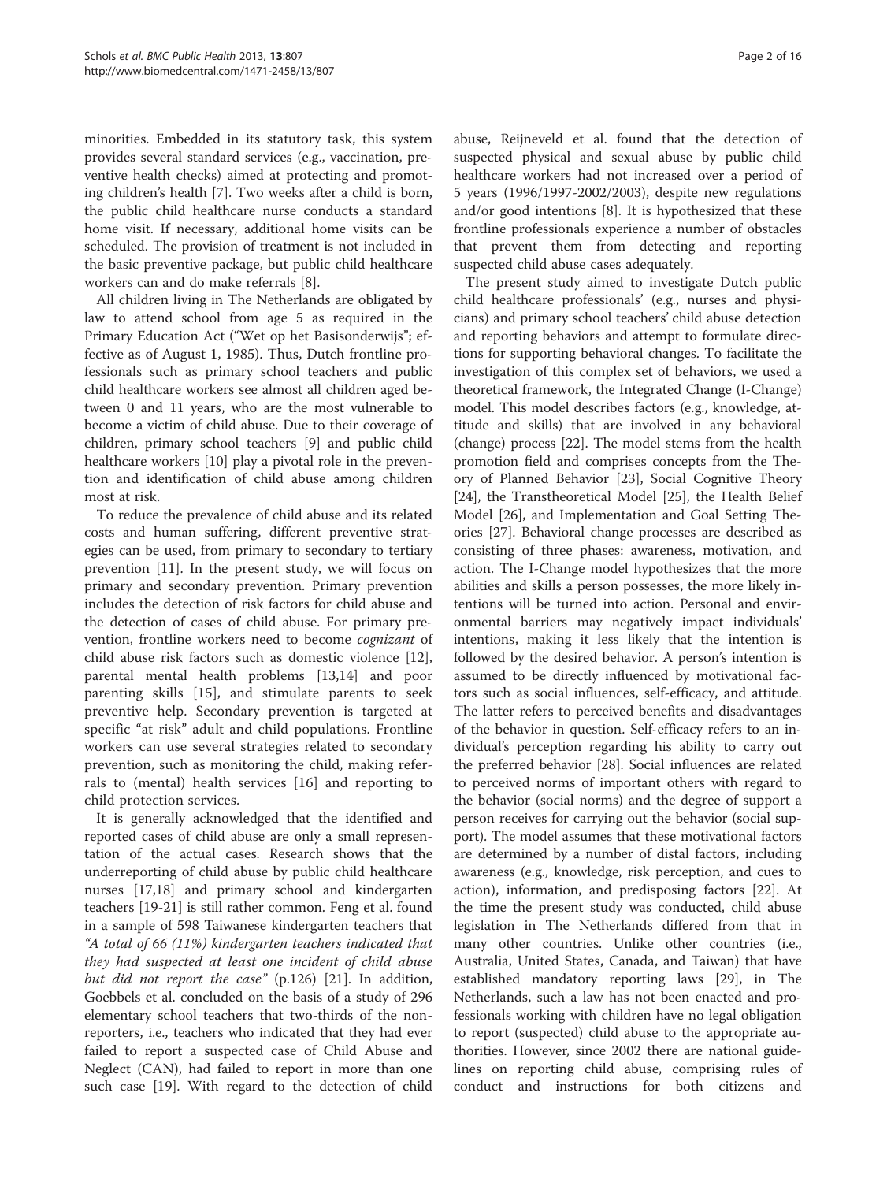minorities. Embedded in its statutory task, this system provides several standard services (e.g., vaccination, preventive health checks) aimed at protecting and promoting children's health [7]. Two weeks after a child is born, the public child healthcare nurse conducts a standard home visit. If necessary, additional home visits can be scheduled. The provision of treatment is not included in the basic preventive package, but public child healthcare workers can and do make referrals [8].

All children living in The Netherlands are obligated by law to attend school from age 5 as required in the Primary Education Act ("Wet op het Basisonderwijs"; effective as of August 1, 1985). Thus, Dutch frontline professionals such as primary school teachers and public child healthcare workers see almost all children aged between 0 and 11 years, who are the most vulnerable to become a victim of child abuse. Due to their coverage of children, primary school teachers [9] and public child healthcare workers [10] play a pivotal role in the prevention and identification of child abuse among children most at risk.

To reduce the prevalence of child abuse and its related costs and human suffering, different preventive strategies can be used, from primary to secondary to tertiary prevention [11]. In the present study, we will focus on primary and secondary prevention. Primary prevention includes the detection of risk factors for child abuse and the detection of cases of child abuse. For primary prevention, frontline workers need to become *cognizant* of child abuse risk factors such as domestic violence [12], parental mental health problems [13,14] and poor parenting skills [15], and stimulate parents to seek preventive help. Secondary prevention is targeted at specific "at risk" adult and child populations. Frontline workers can use several strategies related to secondary prevention, such as monitoring the child, making referrals to (mental) health services [16] and reporting to child protection services.

It is generally acknowledged that the identified and reported cases of child abuse are only a small representation of the actual cases. Research shows that the underreporting of child abuse by public child healthcare nurses [17,18] and primary school and kindergarten teachers [19-21] is still rather common. Feng et al. found in a sample of 598 Taiwanese kindergarten teachers that *"A total of 66 (11%) kindergarten teachers indicated that they had suspected at least one incident of child abuse but did not report the case"* (p.126) [21]. In addition, Goebbels et al. concluded on the basis of a study of 296 elementary school teachers that two-thirds of the non-reporters, i.e., teachers who indicated that they had ever failed to report a suspected case of Child Abuse and Neglect (CAN), had failed to report in more than one such case [19]. With regard to the detection of child abuse, Reijneveld et al. found that the detection of suspected physical and sexual abuse by public child healthcare workers had not increased over a period of 5 years (1996/1997-2002/2003), despite new regulations and/or good intentions [8]. It is hypothesized that these frontline professionals experience a number of obstacles that prevent them from detecting and reporting suspected child abuse cases adequately.

The present study aimed to investigate Dutch public child healthcare professionals' (e.g., nurses and physicians) and primary school teachers' child abuse detection and reporting behaviors and attempt to formulate directions for supporting behavioral changes. To facilitate the investigation of this complex set of behaviors, we used a theoretical framework, the Integrated Change (I-Change) model. This model describes factors (e.g., knowledge, attitude and skills) that are involved in any behavioral (change) process [22]. The model stems from the health promotion field and comprises concepts from the Theory of Planned Behavior [23], Social Cognitive Theory [24], the Transtheoretical Model [25], the Health Belief Model [26], and Implementation and Goal Setting Theories [27]. Behavioral change processes are described as consisting of three phases: awareness, motivation, and action. The I-Change model hypothesizes that the more abilities and skills a person possesses, the more likely intentions will be turned into action. Personal and environmental barriers may negatively impact individuals' intentions, making it less likely that the intention is followed by the desired behavior. A person's intention is assumed to be directly influenced by motivational factors such as social influences, self-efficacy, and attitude. The latter refers to perceived benefits and disadvantages of the behavior in question. Self-efficacy refers to an individual's perception regarding his ability to carry out the preferred behavior [28]. Social influences are related to perceived norms of important others with regard to the behavior (social norms) and the degree of support a person receives for carrying out the behavior (social support). The model assumes that these motivational factors are determined by a number of distal factors, including awareness (e.g., knowledge, risk perception, and cues to action), information, and predisposing factors [22]. At the time the present study was conducted, child abuse legislation in The Netherlands differed from that in many other countries. Unlike other countries (i.e., Australia, United States, Canada, and Taiwan) that have established mandatory reporting laws [29], in The Netherlands, such a law has not been enacted and professionals working with children have no legal obligation to report (suspected) child abuse to the appropriate authorities. However, since 2002 there are national guidelines on reporting child abuse, comprising rules of conduct and instructions for both citizens and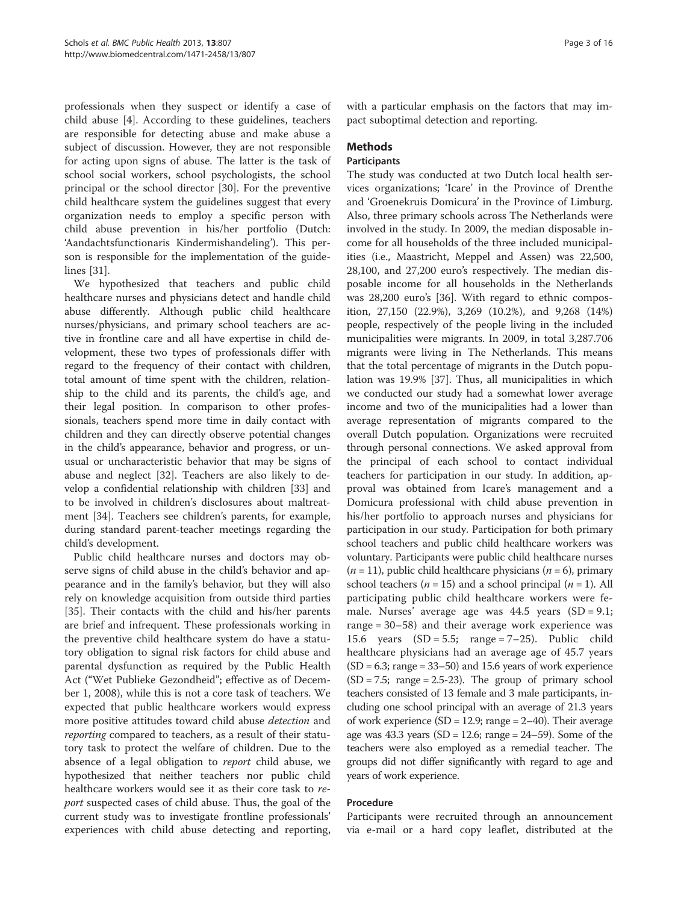professionals when they suspect or identify a case of child abuse [4]. According to these guidelines, teachers are responsible for detecting abuse and make abuse a subject of discussion. However, they are not responsible for acting upon signs of abuse. The latter is the task of school social workers, school psychologists, the school principal or the school director [30]. For the preventive child healthcare system the guidelines suggest that every organization needs to employ a specific person with child abuse prevention in his/her portfolio (Dutch: 'Aandachtsfunctionaris Kindermishandeling'). This person is responsible for the implementation of the guidelines [31].

We hypothesized that teachers and public child healthcare nurses and physicians detect and handle child abuse differently. Although public child healthcare nurses/physicians, and primary school teachers are active in frontline care and all have expertise in child development, these two types of professionals differ with regard to the frequency of their contact with children, total amount of time spent with the children, relationship to the child and its parents, the child's age, and their legal position. In comparison to other professionals, teachers spend more time in daily contact with children and they can directly observe potential changes in the child's appearance, behavior and progress, or unusual or uncharacteristic behavior that may be signs of abuse and neglect [32]. Teachers are also likely to develop a confidential relationship with children [33] and to be involved in children's disclosures about maltreatment [34]. Teachers see children's parents, for example, during standard parent-teacher meetings regarding the child's development.

Public child healthcare nurses and doctors may observe signs of child abuse in the child's behavior and appearance and in the family's behavior, but they will also rely on knowledge acquisition from outside third parties [35]. Their contacts with the child and his/her parents are brief and infrequent. These professionals working in the preventive child healthcare system do have a statutory obligation to signal risk factors for child abuse and parental dysfunction as required by the Public Health Act ("Wet Publieke Gezondheid"; effective as of December 1, 2008), while this is not a core task of teachers. We expected that public healthcare workers would express more positive attitudes toward child abuse *detection* and *reporting* compared to teachers, as a result of their statutory task to protect the welfare of children. Due to the absence of a legal obligation to *report* child abuse, we hypothesized that neither teachers nor public child healthcare workers would see it as their core task to *report* suspected cases of child abuse. Thus, the goal of the current study was to investigate frontline professionals' experiences with child abuse detecting and reporting, with a particular emphasis on the factors that may impact suboptimal detection and reporting.

## Methods

### Participants

The study was conducted at two Dutch local health services organizations; 'Icare' in the Province of Drenthe and 'Groenekruis Domicura' in the Province of Limburg. Also, three primary schools across The Netherlands were involved in the study. In 2009, the median disposable income for all households of the three included municipalities (i.e., Maastricht, Meppel and Assen) was 22,500, 28,100, and 27,200 euro's respectively. The median disposable income for all households in the Netherlands was 28,200 euro's [36]. With regard to ethnic composition, 27,150 (22.9%), 3,269 (10.2%), and 9,268 (14%) people, respectively of the people living in the included municipalities were migrants. In 2009, in total 3,287.706 migrants were living in The Netherlands. This means that the total percentage of migrants in the Dutch population was 19.9% [37]. Thus, all municipalities in which we conducted our study had a somewhat lower average income and two of the municipalities had a lower than average representation of migrants compared to the overall Dutch population. Organizations were recruited through personal connections. We asked approval from the principal of each school to contact individual teachers for participation in our study. In addition, approval was obtained from Icare's management and a Domicura professional with child abuse prevention in his/her portfolio to approach nurses and physicians for participation in our study. Participation for both primary school teachers and public child healthcare workers was voluntary. Participants were public child healthcare nurses ($n = 11$), public child healthcare physicians ($n = 6$), primary school teachers ($n = 15$) and a school principal ($n = 1$). All participating public child healthcare workers were female. Nurses' average age was 44.5 years (SD = 9.1; range = 30–58) and their average work experience was 15.6 years (SD = 5.5; range = 7–25). Public child healthcare physicians had an average age of 45.7 years (SD = 6.3; range = 33–50) and 15.6 years of work experience (SD = 7.5; range = 2.5-23). The group of primary school teachers consisted of 13 female and 3 male participants, including one school principal with an average of 21.3 years of work experience (SD = 12.9; range = 2–40). Their average age was 43.3 years (SD = 12.6; range = 24–59). Some of the teachers were also employed as a remedial teacher. The groups did not differ significantly with regard to age and years of work experience.

### Procedure

Participants were recruited through an announcement via e-mail or a hard copy leaflet, distributed at the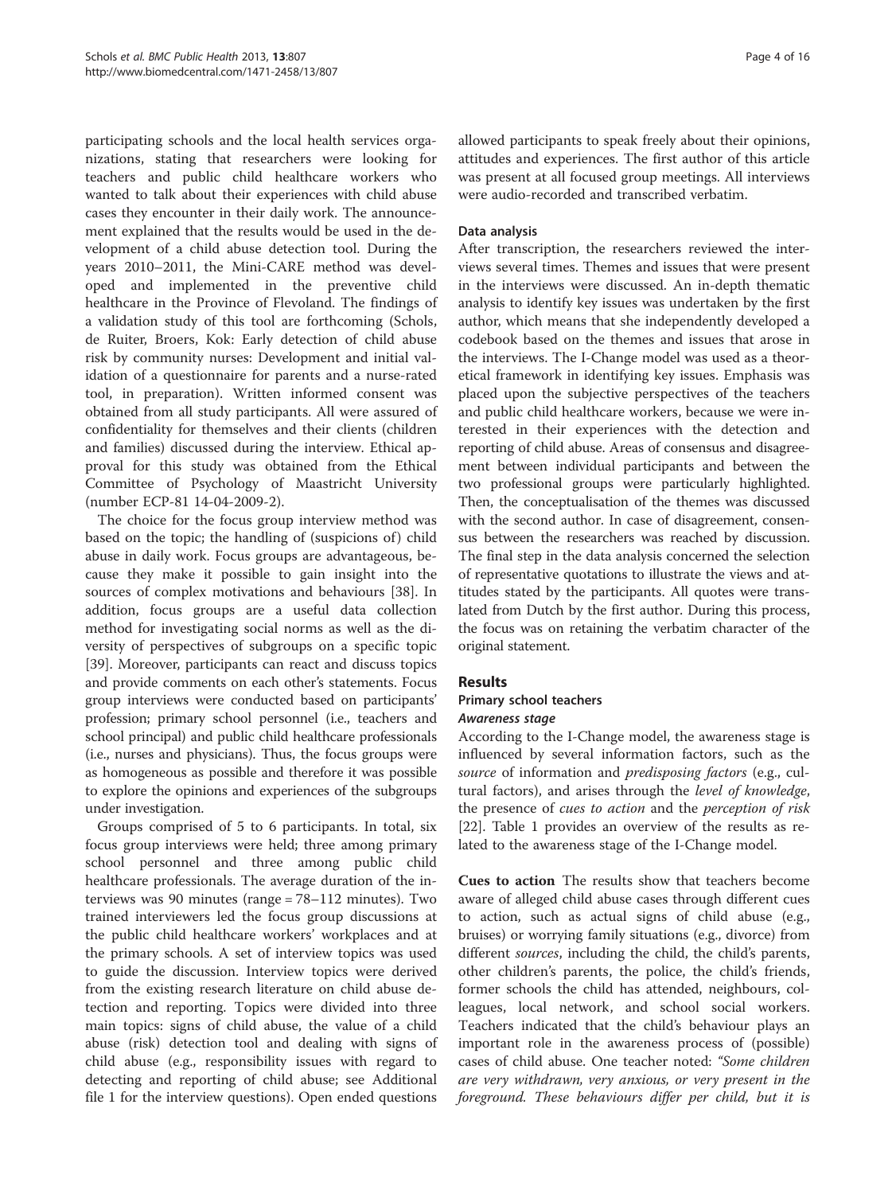participating schools and the local health services organizations, stating that researchers were looking for teachers and public child healthcare workers who wanted to talk about their experiences with child abuse cases they encounter in their daily work. The announcement explained that the results would be used in the development of a child abuse detection tool. During the years 2010–2011, the Mini-CARE method was developed and implemented in the preventive child healthcare in the Province of Flevoland. The findings of a validation study of this tool are forthcoming (Schols, de Ruiter, Broers, Kok: Early detection of child abuse risk by community nurses: Development and initial validation of a questionnaire for parents and a nurse-rated tool, in preparation). Written informed consent was obtained from all study participants. All were assured of confidentiality for themselves and their clients (children and families) discussed during the interview. Ethical approval for this study was obtained from the Ethical Committee of Psychology of Maastricht University (number ECP-81 14-04-2009-2).

The choice for the focus group interview method was based on the topic; the handling of (suspicions of) child abuse in daily work. Focus groups are advantageous, because they make it possible to gain insight into the sources of complex motivations and behaviours [38]. In addition, focus groups are a useful data collection method for investigating social norms as well as the diversity of perspectives of subgroups on a specific topic [39]. Moreover, participants can react and discuss topics and provide comments on each other's statements. Focus group interviews were conducted based on participants' profession; primary school personnel (i.e., teachers and school principal) and public child healthcare professionals (i.e., nurses and physicians). Thus, the focus groups were as homogeneous as possible and therefore it was possible to explore the opinions and experiences of the subgroups under investigation.

Groups comprised of 5 to 6 participants. In total, six focus group interviews were held; three among primary school personnel and three among public child healthcare professionals. The average duration of the interviews was 90 minutes (range = 78–112 minutes). Two trained interviewers led the focus group discussions at the public child healthcare workers' workplaces and at the primary schools. A set of interview topics was used to guide the discussion. Interview topics were derived from the existing research literature on child abuse detection and reporting. Topics were divided into three main topics: signs of child abuse, the value of a child abuse (risk) detection tool and dealing with signs of child abuse (e.g., responsibility issues with regard to detecting and reporting of child abuse; see Additional file 1 for the interview questions). Open ended questions allowed participants to speak freely about their opinions, attitudes and experiences. The first author of this article was present at all focused group meetings. All interviews were audio-recorded and transcribed verbatim.

### Data analysis

After transcription, the researchers reviewed the interviews several times. Themes and issues that were present in the interviews were discussed. An in-depth thematic analysis to identify key issues was undertaken by the first author, which means that she independently developed a codebook based on the themes and issues that arose in the interviews. The I-Change model was used as a theoretical framework in identifying key issues. Emphasis was placed upon the subjective perspectives of the teachers and public child healthcare workers, because we were interested in their experiences with the detection and reporting of child abuse. Areas of consensus and disagreement between individual participants and between the two professional groups were particularly highlighted. Then, the conceptualisation of the themes was discussed with the second author. In case of disagreement, consensus between the researchers was reached by discussion. The final step in the data analysis concerned the selection of representative quotations to illustrate the views and attitudes stated by the participants. All quotes were translated from Dutch by the first author. During this process, the focus was on retaining the verbatim character of the original statement.

## Results

### Primary school teachers

#### *Awareness stage*

According to the I-Change model, the awareness stage is influenced by several information factors, such as the *source* of information and *predisposing factors* (e.g., cultural factors), and arises through the *level of knowledge*, the presence of *cues to action* and the *perception of risk* [22]. Table 1 provides an overview of the results as related to the awareness stage of the I-Change model.

**Cues to action** The results show that teachers become aware of alleged child abuse cases through different cues to action, such as actual signs of child abuse (e.g., bruises) or worrying family situations (e.g., divorce) from different *sources*, including the child, the child's parents, other children's parents, the police, the child's friends, former schools the child has attended, neighbours, colleagues, local network, and school social workers. Teachers indicated that the child's behaviour plays an important role in the awareness process of (possible) cases of child abuse. One teacher noted: *"Some children are very withdrawn, very anxious, or very present in the foreground. These behaviours differ per child, but it is*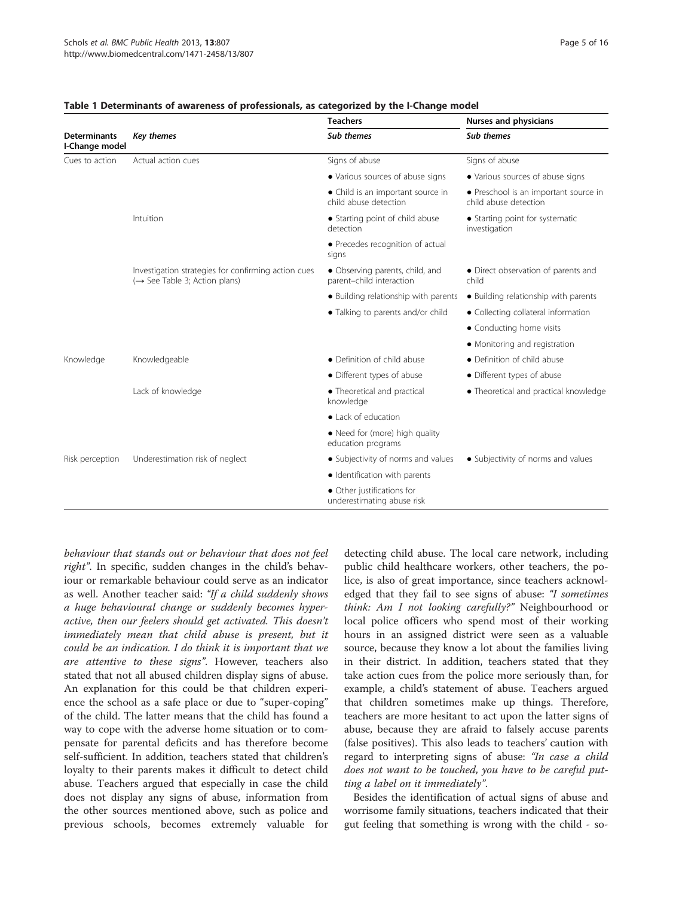**Table 1 Determinants of awareness of professionals, as categorized by the I-Change model**

| Determinants I-Change model | *Key themes* | Teachers | Nurses and physicians |
|---|---|---|---|
| | | *Sub themes* | *Sub themes* |
| Cues to action | Actual action cues | Signs of abuse | Signs of abuse |
| | | • Various sources of abuse signs | • Various sources of abuse signs |
| | | • Child is an important source in child abuse detection | • Preschool is an important source in child abuse detection |
| | Intuition | • Starting point of child abuse detection | • Starting point for systematic investigation |
| | | • Precedes recognition of actual signs | |
| | Investigation strategies for confirming action cues (→ See Table 3; Action plans) | • Observing parents, child, and parent–child interaction | • Direct observation of parents and child |
| | | • Building relationship with parents | • Building relationship with parents |
| | | • Talking to parents and/or child | • Collecting collateral information |
| | | | • Conducting home visits |
| | | | • Monitoring and registration |
| Knowledge | Knowledgeable | • Definition of child abuse | • Definition of child abuse |
| | | • Different types of abuse | • Different types of abuse |
| | Lack of knowledge | • Theoretical and practical knowledge | • Theoretical and practical knowledge |
| | | • Lack of education | |
| | | • Need for (more) high quality education programs | |
| Risk perception | Underestimation risk of neglect | • Subjectivity of norms and values | • Subjectivity of norms and values |
| | | • Identification with parents | |
| | | • Other justifications for underestimating abuse risk | |

*behaviour that stands out or behaviour that does not feel right"*. In specific, sudden changes in the child's behaviour or remarkable behaviour could serve as an indicator as well. Another teacher said: *"If a child suddenly shows a huge behavioural change or suddenly becomes hyperactive, then our feelers should get activated. This doesn't immediately mean that child abuse is present, but it could be an indication. I do think it is important that we are attentive to these signs"*. However, teachers also stated that not all abused children display signs of abuse. An explanation for this could be that children experience the school as a safe place or due to "super-coping" of the child. The latter means that the child has found a way to cope with the adverse home situation or to compensate for parental deficits and has therefore become self-sufficient. In addition, teachers stated that children's loyalty to their parents makes it difficult to detect child abuse. Teachers argued that especially in case the child does not display any signs of abuse, information from the other sources mentioned above, such as police and previous schools, becomes extremely valuable for detecting child abuse. The local care network, including public child healthcare workers, other teachers, the police, is also of great importance, since teachers acknowledged that they fail to see signs of abuse: *"I sometimes think: Am I not looking carefully?"* Neighbourhood or local police officers who spend most of their working hours in an assigned district were seen as a valuable source, because they know a lot about the families living in their district. In addition, teachers stated that they take action cues from the police more seriously than, for example, a child's statement of abuse. Teachers argued that children sometimes make up things. Therefore, teachers are more hesitant to act upon the latter signs of abuse, because they are afraid to falsely accuse parents (false positives). This also leads to teachers' caution with regard to interpreting signs of abuse: *"In case a child does not want to be touched, you have to be careful putting a label on it immediately"*.

Besides the identification of actual signs of abuse and worrisome family situations, teachers indicated that their gut feeling that something is wrong with the child - so-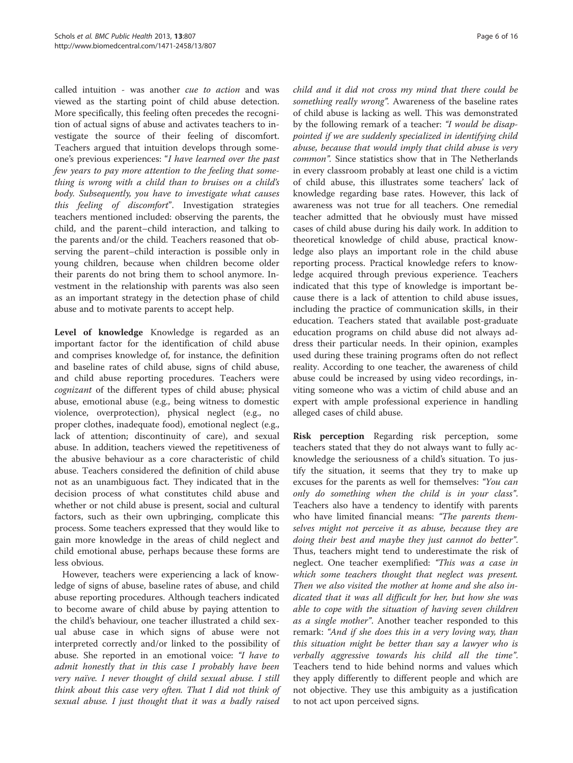called intuition - was another *cue to action* and was viewed as the starting point of child abuse detection. More specifically, this feeling often precedes the recognition of actual signs of abuse and activates teachers to investigate the source of their feeling of discomfort. Teachers argued that intuition develops through someone's previous experiences: "*I have learned over the past few years to pay more attention to the feeling that something is wrong with a child than to bruises on a child's body. Subsequently, you have to investigate what causes this feeling of discomfort*". Investigation strategies teachers mentioned included: observing the parents, the child, and the parent–child interaction, and talking to the parents and/or the child. Teachers reasoned that observing the parent–child interaction is possible only in young children, because when children become older their parents do not bring them to school anymore. Investment in the relationship with parents was also seen as an important strategy in the detection phase of child abuse and to motivate parents to accept help.

**Level of knowledge** Knowledge is regarded as an important factor for the identification of child abuse and comprises knowledge of, for instance, the definition and baseline rates of child abuse, signs of child abuse, and child abuse reporting procedures. Teachers were *cognizant* of the different types of child abuse; physical abuse, emotional abuse (e.g., being witness to domestic violence, overprotection), physical neglect (e.g., no proper clothes, inadequate food), emotional neglect (e.g., lack of attention; discontinuity of care), and sexual abuse. In addition, teachers viewed the repetitiveness of the abusive behaviour as a core characteristic of child abuse. Teachers considered the definition of child abuse not as an unambiguous fact. They indicated that in the decision process of what constitutes child abuse and whether or not child abuse is present, social and cultural factors, such as their own upbringing, complicate this process. Some teachers expressed that they would like to gain more knowledge in the areas of child neglect and child emotional abuse, perhaps because these forms are less obvious.

However, teachers were experiencing a lack of knowledge of signs of abuse, baseline rates of abuse, and child abuse reporting procedures. Although teachers indicated to become aware of child abuse by paying attention to the child's behaviour, one teacher illustrated a child sexual abuse case in which signs of abuse were not interpreted correctly and/or linked to the possibility of abuse. She reported in an emotional voice: *"I have to admit honestly that in this case I probably have been very naïve. I never thought of child sexual abuse. I still think about this case very often. That I did not think of sexual abuse. I just thought that it was a badly raised child and it did not cross my mind that there could be something really wrong"*. Awareness of the baseline rates of child abuse is lacking as well. This was demonstrated by the following remark of a teacher: *"I would be disappointed if we are suddenly specialized in identifying child abuse, because that would imply that child abuse is very common"*. Since statistics show that in The Netherlands in every classroom probably at least one child is a victim of child abuse, this illustrates some teachers' lack of knowledge regarding base rates. However, this lack of awareness was not true for all teachers. One remedial teacher admitted that he obviously must have missed cases of child abuse during his daily work. In addition to theoretical knowledge of child abuse, practical knowledge also plays an important role in the child abuse reporting process. Practical knowledge refers to knowledge acquired through previous experience. Teachers indicated that this type of knowledge is important because there is a lack of attention to child abuse issues, including the practice of communication skills, in their education. Teachers stated that available post-graduate education programs on child abuse did not always address their particular needs. In their opinion, examples used during these training programs often do not reflect reality. According to one teacher, the awareness of child abuse could be increased by using video recordings, inviting someone who was a victim of child abuse and an expert with ample professional experience in handling alleged cases of child abuse.

**Risk perception** Regarding risk perception, some teachers stated that they do not always want to fully acknowledge the seriousness of a child's situation. To justify the situation, it seems that they try to make up excuses for the parents as well for themselves: *"You can only do something when the child is in your class"*. Teachers also have a tendency to identify with parents who have limited financial means: *"The parents themselves might not perceive it as abuse, because they are doing their best and maybe they just cannot do better"*. Thus, teachers might tend to underestimate the risk of neglect. One teacher exemplified: *"This was a case in which some teachers thought that neglect was present. Then we also visited the mother at home and she also indicated that it was all difficult for her, but how she was able to cope with the situation of having seven children as a single mother"*. Another teacher responded to this remark: *"And if she does this in a very loving way, than this situation might be better than say a lawyer who is verbally aggressive towards his child all the time"*. Teachers tend to hide behind norms and values which they apply differently to different people and which are not objective. They use this ambiguity as a justification to not act upon perceived signs.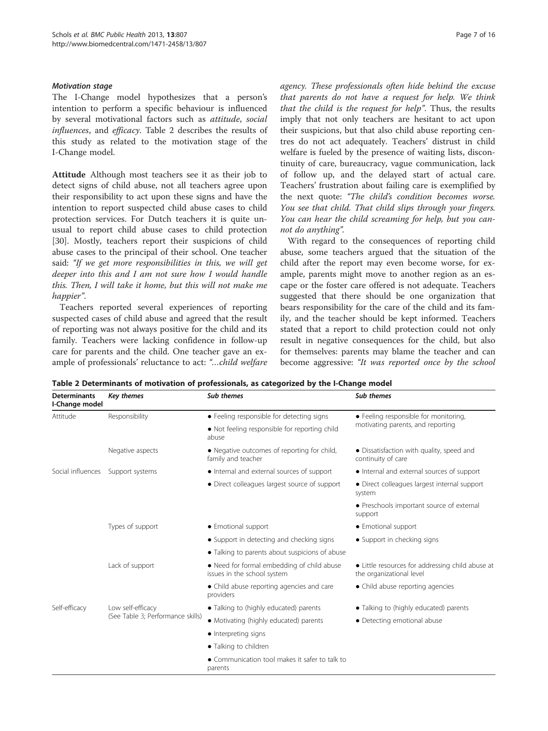### *Motivation stage*

The I-Change model hypothesizes that a person's intention to perform a specific behaviour is influenced by several motivational factors such as *attitude*, *social influences*, and *efficacy*. Table 2 describes the results of this study as related to the motivation stage of the I-Change model.

**Attitude** Although most teachers see it as their job to detect signs of child abuse, not all teachers agree upon their responsibility to act upon these signs and have the intention to report suspected child abuse cases to child protection services. For Dutch teachers it is quite unusual to report child abuse cases to child protection [30]. Mostly, teachers report their suspicions of child abuse cases to the principal of their school. One teacher said: *"If we get more responsibilities in this, we will get deeper into this and I am not sure how I would handle this. Then, I will take it home, but this will not make me happier"*.

Teachers reported several experiences of reporting suspected cases of child abuse and agreed that the result of reporting was not always positive for the child and its family. Teachers were lacking confidence in follow-up care for parents and the child. One teacher gave an example of professionals' reluctance to act: *"…child welfare agency. These professionals often hide behind the excuse that parents do not have a request for help. We think that the child is the request for help"*. Thus, the results imply that not only teachers are hesitant to act upon their suspicions, but that also child abuse reporting centres do not act adequately. Teachers' distrust in child welfare is fueled by the presence of waiting lists, discontinuity of care, bureaucracy, vague communication, lack of follow up, and the delayed start of actual care. Teachers' frustration about failing care is exemplified by the next quote: *"The child's condition becomes worse. You see that child. That child slips through your fingers. You can hear the child screaming for help, but you cannot do anything"*.

With regard to the consequences of reporting child abuse, some teachers argued that the situation of the child after the report may even become worse, for example, parents might move to another region as an escape or the foster care offered is not adequate. Teachers suggested that there should be one organization that bears responsibility for the care of the child and its family, and the teacher should be kept informed. Teachers stated that a report to child protection could not only result in negative consequences for the child, but also for themselves: parents may blame the teacher and can become aggressive: *"It was reported once by the school*

**Table 2 Determinants of motivation of professionals, as categorized by the I-Change model**

| Determinants I-Change model | *Key themes* | *Sub themes* | *Sub themes* |
|---|---|---|---|
| Attitude | Responsibility | • Feeling responsible for detecting signs | • Feeling responsible for monitoring, motivating parents, and reporting |
| | | • Not feeling responsible for reporting child abuse | |
| | Negative aspects | • Negative outcomes of reporting for child, family and teacher | • Dissatisfaction with quality, speed and continuity of care |
| Social influences | Support systems | • Internal and external sources of support | • Internal and external sources of support |
| | | • Direct colleagues largest source of support | • Direct colleagues largest internal support system |
| | | | • Preschools important source of external support |
| | Types of support | • Emotional support | • Emotional support |
| | | • Support in detecting and checking signs | • Support in checking signs |
| | | • Talking to parents about suspicions of abuse | |
| | Lack of support | • Need for formal embedding of child abuse issues in the school system | • Little resources for addressing child abuse at the organizational level |
| | | • Child abuse reporting agencies and care providers | • Child abuse reporting agencies |
| Self-efficacy | Low self-efficacy (See Table 3; Performance skills) | • Talking to (highly educated) parents | • Talking to (highly educated) parents |
| | | • Motivating (highly educated) parents | • Detecting emotional abuse |
| | | • Interpreting signs | |
| | | • Talking to children | |
| | | • Communication tool makes it safer to talk to parents | |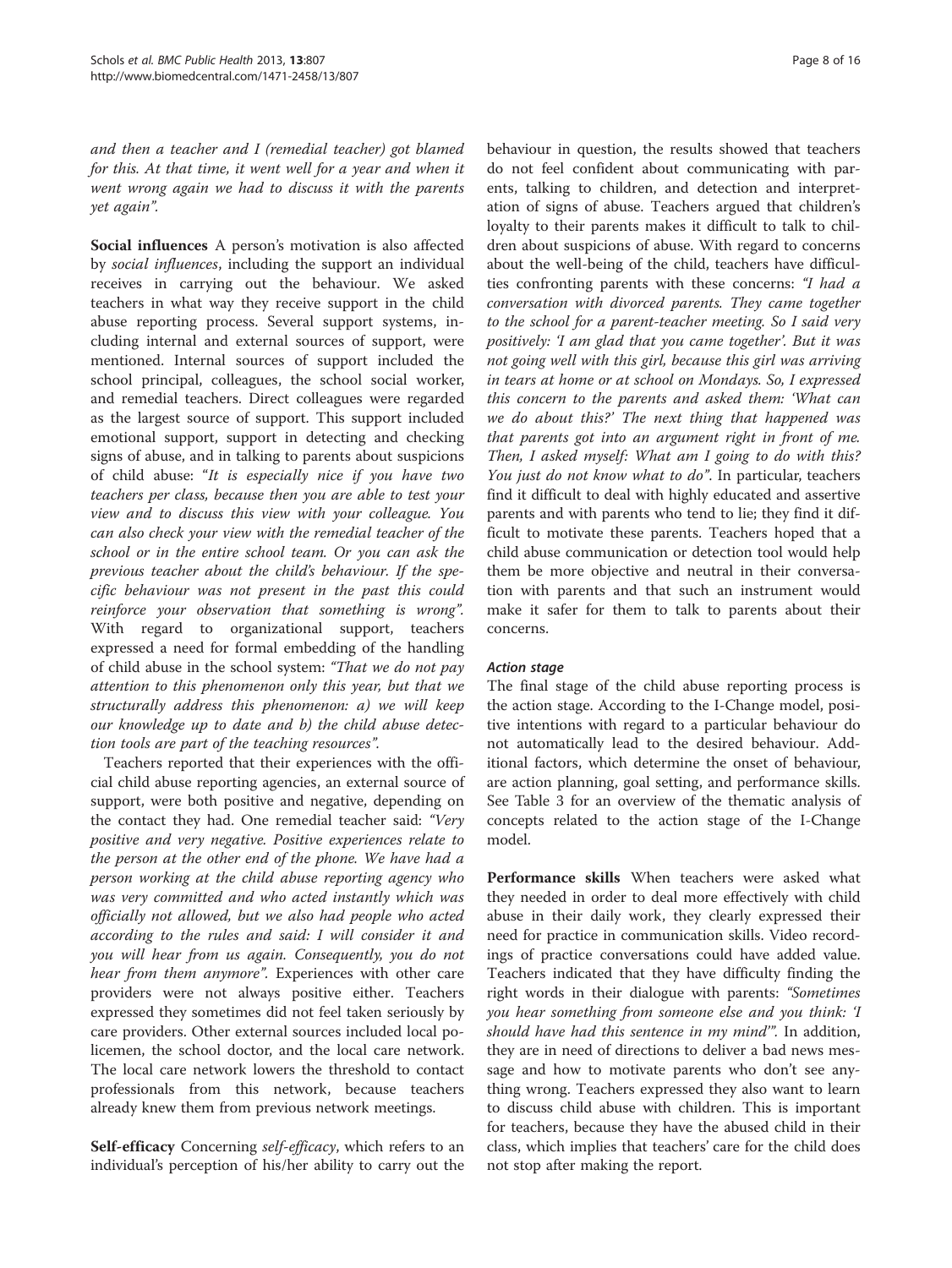*and then a teacher and I (remedial teacher) got blamed for this. At that time, it went well for a year and when it went wrong again we had to discuss it with the parents yet again".*

**Social influences** A person's motivation is also affected by *social influences*, including the support an individual receives in carrying out the behaviour. We asked teachers in what way they receive support in the child abuse reporting process. Several support systems, including internal and external sources of support, were mentioned. Internal sources of support included the school principal, colleagues, the school social worker, and remedial teachers. Direct colleagues were regarded as the largest source of support. This support included emotional support, support in detecting and checking signs of abuse, and in talking to parents about suspicions of child abuse: "*It is especially nice if you have two teachers per class, because then you are able to test your view and to discuss this view with your colleague. You can also check your view with the remedial teacher of the school or in the entire school team. Or you can ask the previous teacher about the child's behaviour. If the specific behaviour was not present in the past this could reinforce your observation that something is wrong".* With regard to organizational support, teachers expressed a need for formal embedding of the handling of child abuse in the school system: *"That we do not pay attention to this phenomenon only this year, but that we structurally address this phenomenon: a) we will keep our knowledge up to date and b) the child abuse detection tools are part of the teaching resources".*

Teachers reported that their experiences with the official child abuse reporting agencies, an external source of support, were both positive and negative, depending on the contact they had. One remedial teacher said: *"Very positive and very negative. Positive experiences relate to the person at the other end of the phone. We have had a person working at the child abuse reporting agency who was very committed and who acted instantly which was officially not allowed, but we also had people who acted according to the rules and said: I will consider it and you will hear from us again. Consequently, you do not hear from them anymore".* Experiences with other care providers were not always positive either. Teachers expressed they sometimes did not feel taken seriously by care providers. Other external sources included local policemen, the school doctor, and the local care network. The local care network lowers the threshold to contact professionals from this network, because teachers already knew them from previous network meetings.

**Self-efficacy** Concerning *self-efficacy*, which refers to an individual's perception of his/her ability to carry out the behaviour in question, the results showed that teachers do not feel confident about communicating with parents, talking to children, and detection and interpretation of signs of abuse. Teachers argued that children's loyalty to their parents makes it difficult to talk to children about suspicions of abuse. With regard to concerns about the well-being of the child, teachers have difficulties confronting parents with these concerns: *"I had a conversation with divorced parents. They came together to the school for a parent-teacher meeting. So I said very positively: 'I am glad that you came together'. But it was not going well with this girl, because this girl was arriving in tears at home or at school on Mondays. So, I expressed this concern to the parents and asked them: 'What can we do about this?' The next thing that happened was that parents got into an argument right in front of me. Then, I asked myself: What am I going to do with this? You just do not know what to do".* In particular, teachers find it difficult to deal with highly educated and assertive parents and with parents who tend to lie; they find it difficult to motivate these parents. Teachers hoped that a child abuse communication or detection tool would help them be more objective and neutral in their conversation with parents and that such an instrument would make it safer for them to talk to parents about their concerns.

### *Action stage*

The final stage of the child abuse reporting process is the action stage. According to the I-Change model, positive intentions with regard to a particular behaviour do not automatically lead to the desired behaviour. Additional factors, which determine the onset of behaviour, are action planning, goal setting, and performance skills. See Table 3 for an overview of the thematic analysis of concepts related to the action stage of the I-Change model.

**Performance skills** When teachers were asked what they needed in order to deal more effectively with child abuse in their daily work, they clearly expressed their need for practice in communication skills. Video recordings of practice conversations could have added value. Teachers indicated that they have difficulty finding the right words in their dialogue with parents: *"Sometimes you hear something from someone else and you think: 'I should have had this sentence in my mind'".* In addition, they are in need of directions to deliver a bad news message and how to motivate parents who don't see anything wrong. Teachers expressed they also want to learn to discuss child abuse with children. This is important for teachers, because they have the abused child in their class, which implies that teachers' care for the child does not stop after making the report.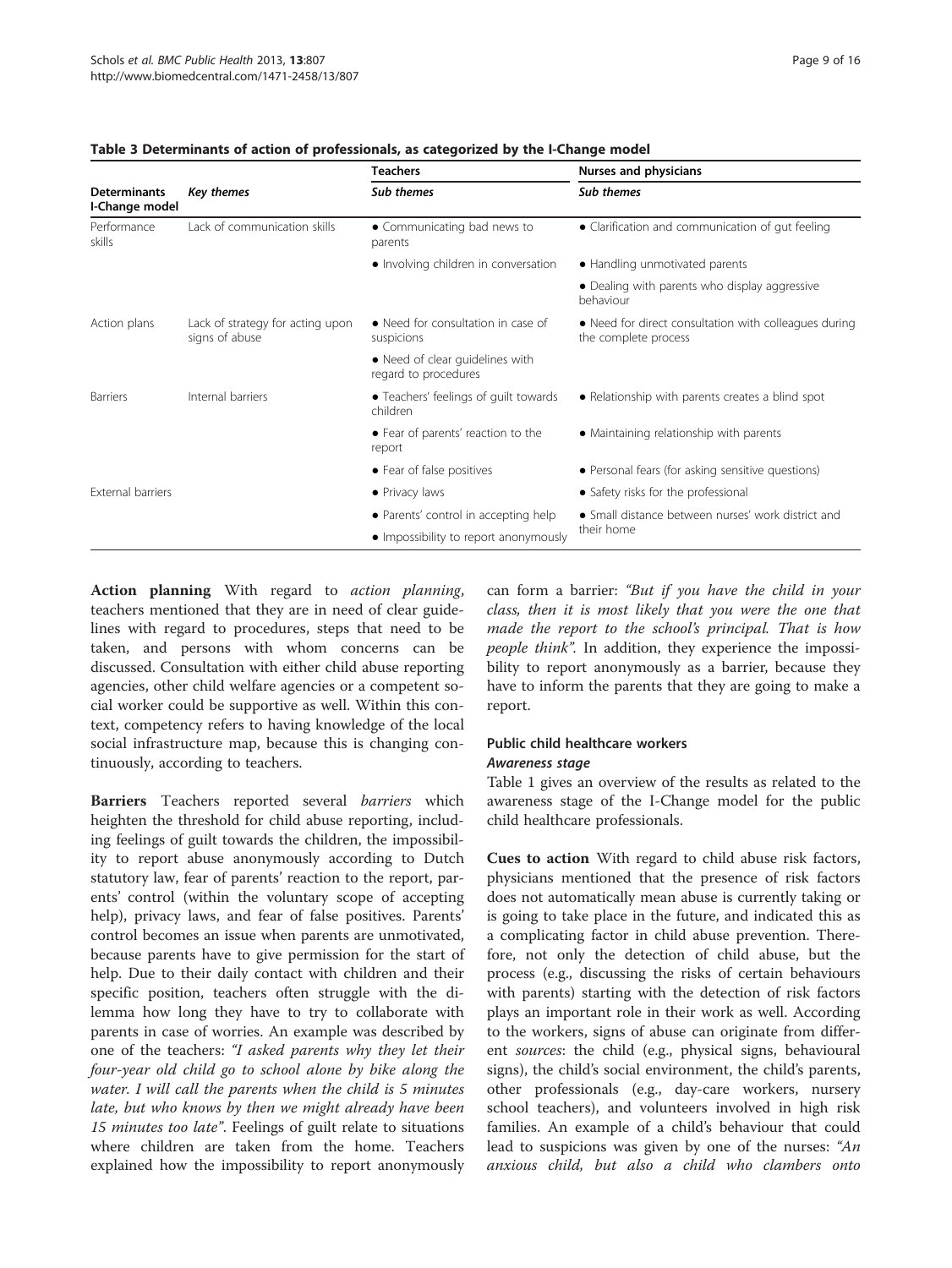**Table 3 Determinants of action of professionals, as categorized by the I-Change model**

| Determinants I-Change model | *Key themes* | Teachers | Nurses and physicians |
|---|---|---|---|
| | | *Sub themes* | *Sub themes* |
| Performance skills | Lack of communication skills | • Communicating bad news to parents | • Clarification and communication of gut feeling |
| | | • Involving children in conversation | • Handling unmotivated parents |
| | | | • Dealing with parents who display aggressive behaviour |
| Action plans | Lack of strategy for acting upon signs of abuse | • Need for consultation in case of suspicions | • Need for direct consultation with colleagues during the complete process |
| | | • Need of clear guidelines with regard to procedures | |
| Barriers | Internal barriers | • Teachers' feelings of guilt towards children | • Relationship with parents creates a blind spot |
| | | • Fear of parents' reaction to the report | • Maintaining relationship with parents |
| | | • Fear of false positives | • Personal fears (for asking sensitive questions) |
| | External barriers | • Privacy laws | • Safety risks for the professional |
| | | • Parents' control in accepting help | • Small distance between nurses' work district and their home |
| | | • Impossibility to report anonymously | |

**Action planning** With regard to *action planning*, teachers mentioned that they are in need of clear guidelines with regard to procedures, steps that need to be taken, and persons with whom concerns can be discussed. Consultation with either child abuse reporting agencies, other child welfare agencies or a competent social worker could be supportive as well. Within this context, competency refers to having knowledge of the local social infrastructure map, because this is changing continuously, according to teachers.

**Barriers** Teachers reported several *barriers* which heighten the threshold for child abuse reporting, including feelings of guilt towards the children, the impossibility to report abuse anonymously according to Dutch statutory law, fear of parents' reaction to the report, parents' control (within the voluntary scope of accepting help), privacy laws, and fear of false positives. Parents' control becomes an issue when parents are unmotivated, because parents have to give permission for the start of help. Due to their daily contact with children and their specific position, teachers often struggle with the dilemma how long they have to try to collaborate with parents in case of worries. An example was described by one of the teachers: *"I asked parents why they let their four-year old child go to school alone by bike along the water. I will call the parents when the child is 5 minutes late, but who knows by then we might already have been 15 minutes too late"*. Feelings of guilt relate to situations where children are taken from the home. Teachers explained how the impossibility to report anonymously can form a barrier: *"But if you have the child in your class, then it is most likely that you were the one that made the report to the school's principal. That is how people think"*. In addition, they experience the impossibility to report anonymously as a barrier, because they have to inform the parents that they are going to make a report.

### Public child healthcare workers

#### *Awareness stage*

Table 1 gives an overview of the results as related to the awareness stage of the I-Change model for the public child healthcare professionals.

**Cues to action** With regard to child abuse risk factors, physicians mentioned that the presence of risk factors does not automatically mean abuse is currently taking or is going to take place in the future, and indicated this as a complicating factor in child abuse prevention. Therefore, not only the detection of child abuse, but the process (e.g., discussing the risks of certain behaviours with parents) starting with the detection of risk factors plays an important role in their work as well. According to the workers, signs of abuse can originate from different *sources*: the child (e.g., physical signs, behavioural signs), the child's social environment, the child's parents, other professionals (e.g., day-care workers, nursery school teachers), and volunteers involved in high risk families. An example of a child's behaviour that could lead to suspicions was given by one of the nurses: *"An anxious child, but also a child who clambers onto*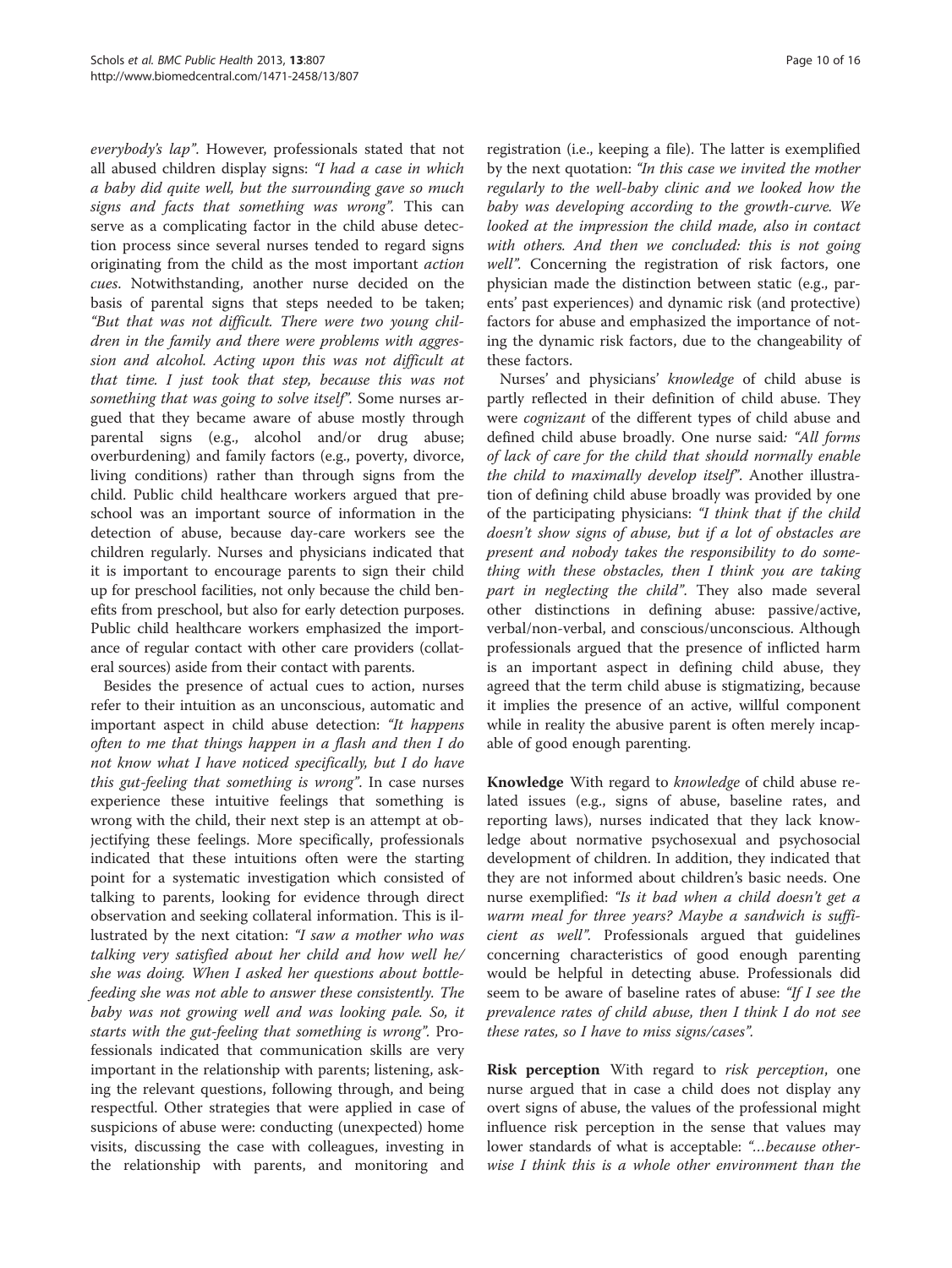everybody's lap". However, professionals stated that not all abused children display signs: *"I had a case in which a baby did quite well, but the surrounding gave so much signs and facts that something was wrong"*. This can serve as a complicating factor in the child abuse detection process since several nurses tended to regard signs originating from the child as the most important *action cues*. Notwithstanding, another nurse decided on the basis of parental signs that steps needed to be taken; *"But that was not difficult. There were two young children in the family and there were problems with aggression and alcohol. Acting upon this was not difficult at that time. I just took that step, because this was not something that was going to solve itself"*. Some nurses argued that they became aware of abuse mostly through parental signs (e.g., alcohol and/or drug abuse; overburdening) and family factors (e.g., poverty, divorce, living conditions) rather than through signs from the child. Public child healthcare workers argued that preschool was an important source of information in the detection of abuse, because day-care workers see the children regularly. Nurses and physicians indicated that it is important to encourage parents to sign their child up for preschool facilities, not only because the child benefits from preschool, but also for early detection purposes. Public child healthcare workers emphasized the importance of regular contact with other care providers (collateral sources) aside from their contact with parents.

Besides the presence of actual cues to action, nurses refer to their intuition as an unconscious, automatic and important aspect in child abuse detection: *"It happens often to me that things happen in a flash and then I do not know what I have noticed specifically, but I do have this gut-feeling that something is wrong"*. In case nurses experience these intuitive feelings that something is wrong with the child, their next step is an attempt at objectifying these feelings. More specifically, professionals indicated that these intuitions often were the starting point for a systematic investigation which consisted of talking to parents, looking for evidence through direct observation and seeking collateral information. This is illustrated by the next citation: *"I saw a mother who was talking very satisfied about her child and how well he/she was doing. When I asked her questions about bottle-feeding she was not able to answer these consistently. The baby was not growing well and was looking pale. So, it starts with the gut-feeling that something is wrong"*. Professionals indicated that communication skills are very important in the relationship with parents; listening, asking the relevant questions, following through, and being respectful. Other strategies that were applied in case of suspicions of abuse were: conducting (unexpected) home visits, discussing the case with colleagues, investing in the relationship with parents, and monitoring and registration (i.e., keeping a file). The latter is exemplified by the next quotation: *"In this case we invited the mother regularly to the well-baby clinic and we looked how the baby was developing according to the growth-curve. We looked at the impression the child made, also in contact with others. And then we concluded: this is not going well"*. Concerning the registration of risk factors, one physician made the distinction between static (e.g., parents' past experiences) and dynamic risk (and protective) factors for abuse and emphasized the importance of noting the dynamic risk factors, due to the changeability of these factors.

Nurses' and physicians' *knowledge* of child abuse is partly reflected in their definition of child abuse. They were *cognizant* of the different types of child abuse and defined child abuse broadly. One nurse said: *"All forms of lack of care for the child that should normally enable the child to maximally develop itself"*. Another illustration of defining child abuse broadly was provided by one of the participating physicians: *"I think that if the child doesn't show signs of abuse, but if a lot of obstacles are present and nobody takes the responsibility to do something with these obstacles, then I think you are taking part in neglecting the child"*. They also made several other distinctions in defining abuse: passive/active, verbal/non-verbal, and conscious/unconscious. Although professionals argued that the presence of inflicted harm is an important aspect in defining child abuse, they agreed that the term child abuse is stigmatizing, because it implies the presence of an active, willful component while in reality the abusive parent is often merely incapable of good enough parenting.

**Knowledge** With regard to *knowledge* of child abuse related issues (e.g., signs of abuse, baseline rates, and reporting laws), nurses indicated that they lack knowledge about normative psychosexual and psychosocial development of children. In addition, they indicated that they are not informed about children's basic needs. One nurse exemplified: *"Is it bad when a child doesn't get a warm meal for three years? Maybe a sandwich is sufficient as well"*. Professionals argued that guidelines concerning characteristics of good enough parenting would be helpful in detecting abuse. Professionals did seem to be aware of baseline rates of abuse: *"If I see the prevalence rates of child abuse, then I think I do not see these rates, so I have to miss signs/cases"*.

**Risk perception** With regard to *risk perception*, one nurse argued that in case a child does not display any overt signs of abuse, the values of the professional might influence risk perception in the sense that values may lower standards of what is acceptable: *"…because otherwise I think this is a whole other environment than the*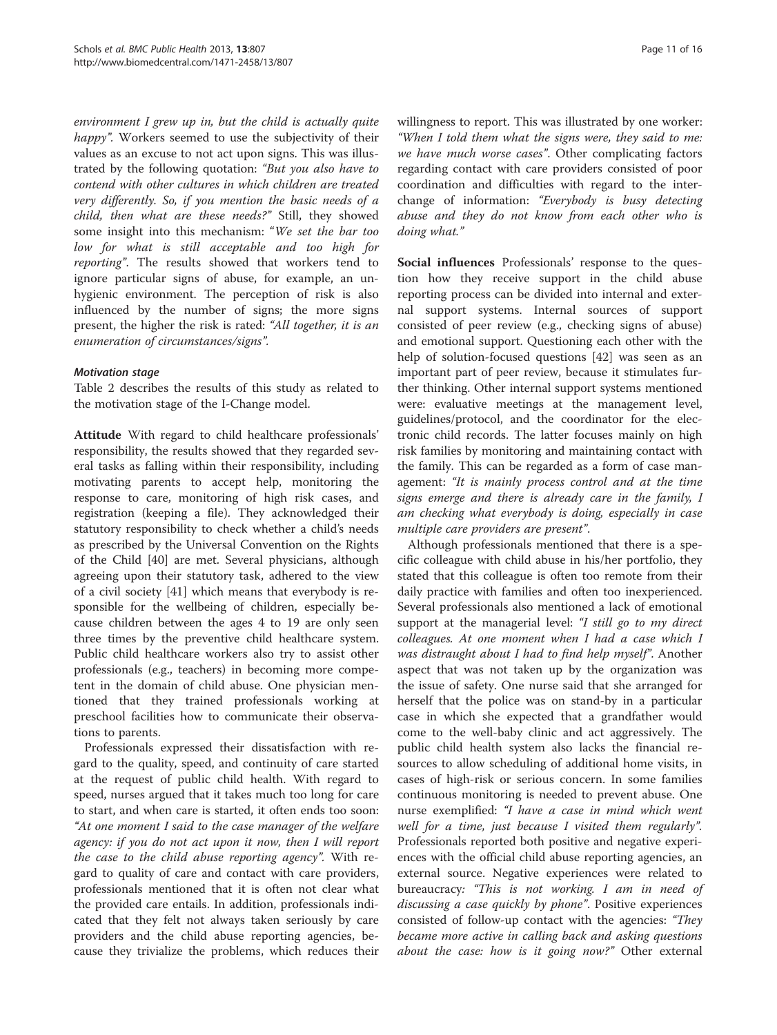environment I grew up in, but the child is actually quite happy". Workers seemed to use the subjectivity of their values as an excuse to not act upon signs. This was illustrated by the following quotation: *"But you also have to contend with other cultures in which children are treated very differently. So, if you mention the basic needs of a child, then what are these needs?"* Still, they showed some insight into this mechanism: "*We set the bar too low for what is still acceptable and too high for reporting*". The results showed that workers tend to ignore particular signs of abuse, for example, an unhygienic environment. The perception of risk is also influenced by the number of signs; the more signs present, the higher the risk is rated: *"All together, it is an enumeration of circumstances/signs"*.

#### *Motivation stage*

Table 2 describes the results of this study as related to the motivation stage of the I-Change model.

**Attitude** With regard to child healthcare professionals' responsibility, the results showed that they regarded several tasks as falling within their responsibility, including motivating parents to accept help, monitoring the response to care, monitoring of high risk cases, and registration (keeping a file). They acknowledged their statutory responsibility to check whether a child's needs as prescribed by the Universal Convention on the Rights of the Child [40] are met. Several physicians, although agreeing upon their statutory task, adhered to the view of a civil society [41] which means that everybody is responsible for the wellbeing of children, especially because children between the ages 4 to 19 are only seen three times by the preventive child healthcare system. Public child healthcare workers also try to assist other professionals (e.g., teachers) in becoming more competent in the domain of child abuse. One physician mentioned that they trained professionals working at preschool facilities how to communicate their observations to parents.

Professionals expressed their dissatisfaction with regard to the quality, speed, and continuity of care started at the request of public child health. With regard to speed, nurses argued that it takes much too long for care to start, and when care is started, it often ends too soon: *"At one moment I said to the case manager of the welfare agency: if you do not act upon it now, then I will report the case to the child abuse reporting agency"*. With regard to quality of care and contact with care providers, professionals mentioned that it is often not clear what the provided care entails. In addition, professionals indicated that they felt not always taken seriously by care providers and the child abuse reporting agencies, because they trivialize the problems, which reduces their willingness to report. This was illustrated by one worker: *"When I told them what the signs were, they said to me: we have much worse cases"*. Other complicating factors regarding contact with care providers consisted of poor coordination and difficulties with regard to the interchange of information: *"Everybody is busy detecting abuse and they do not know from each other who is doing what."*

**Social influences** Professionals' response to the question how they receive support in the child abuse reporting process can be divided into internal and external support systems. Internal sources of support consisted of peer review (e.g., checking signs of abuse) and emotional support. Questioning each other with the help of solution-focused questions [42] was seen as an important part of peer review, because it stimulates further thinking. Other internal support systems mentioned were: evaluative meetings at the management level, guidelines/protocol, and the coordinator for the electronic child records. The latter focuses mainly on high risk families by monitoring and maintaining contact with the family. This can be regarded as a form of case management: *"It is mainly process control and at the time signs emerge and there is already care in the family, I am checking what everybody is doing, especially in case multiple care providers are present"*.

Although professionals mentioned that there is a specific colleague with child abuse in his/her portfolio, they stated that this colleague is often too remote from their daily practice with families and often too inexperienced. Several professionals also mentioned a lack of emotional support at the managerial level: *"I still go to my direct colleagues. At one moment when I had a case which I was distraught about I had to find help myself"*. Another aspect that was not taken up by the organization was the issue of safety. One nurse said that she arranged for herself that the police was on stand-by in a particular case in which she expected that a grandfather would come to the well-baby clinic and act aggressively. The public child health system also lacks the financial resources to allow scheduling of additional home visits, in cases of high-risk or serious concern. In some families continuous monitoring is needed to prevent abuse. One nurse exemplified: *"I have a case in mind which went well for a time, just because I visited them regularly"*. Professionals reported both positive and negative experiences with the official child abuse reporting agencies, an external source. Negative experiences were related to bureaucracy: *"This is not working. I am in need of discussing a case quickly by phone"*. Positive experiences consisted of follow-up contact with the agencies: *"They became more active in calling back and asking questions about the case: how is it going now?"* Other external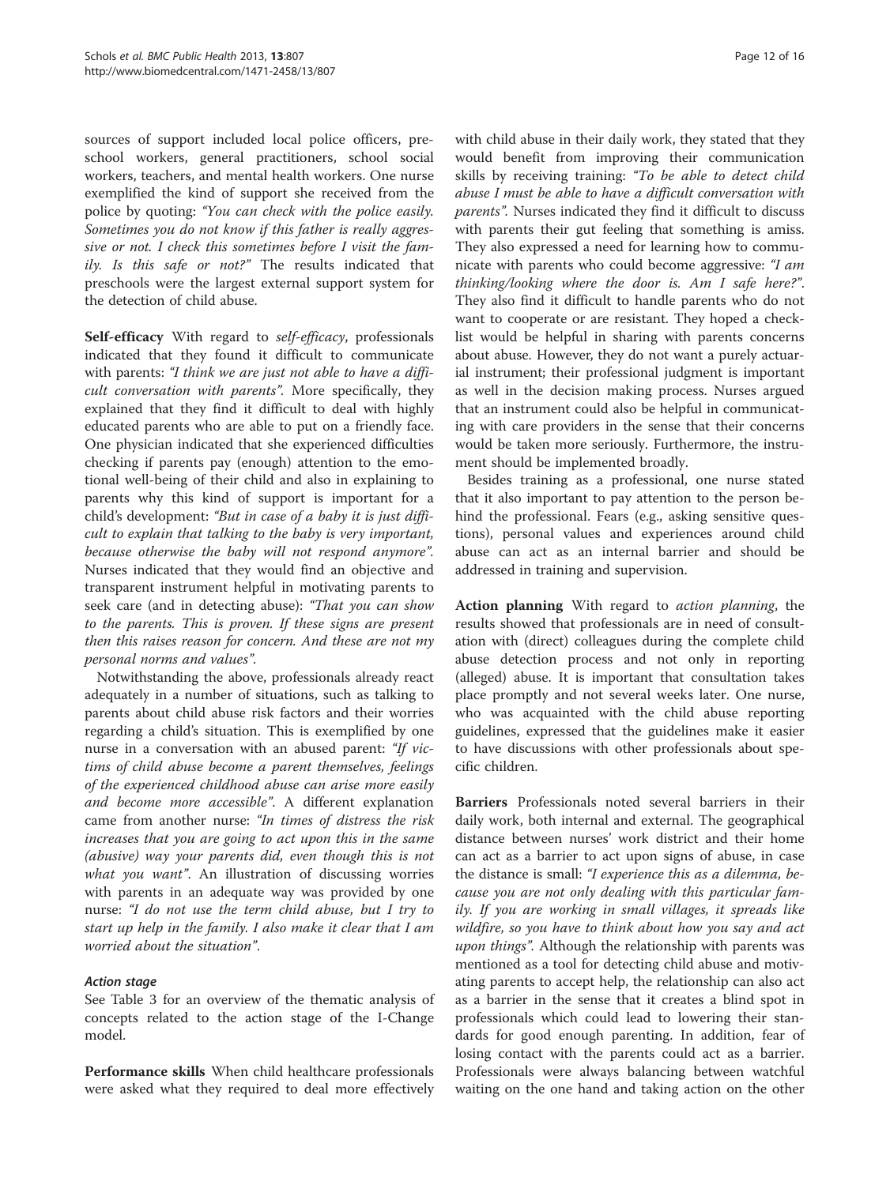sources of support included local police officers, preschool workers, general practitioners, school social workers, teachers, and mental health workers. One nurse exemplified the kind of support she received from the police by quoting: *"You can check with the police easily. Sometimes you do not know if this father is really aggressive or not. I check this sometimes before I visit the family. Is this safe or not?"* The results indicated that preschools were the largest external support system for the detection of child abuse.

**Self-efficacy** With regard to *self-efficacy*, professionals indicated that they found it difficult to communicate with parents: *"I think we are just not able to have a difficult conversation with parents"*. More specifically, they explained that they find it difficult to deal with highly educated parents who are able to put on a friendly face. One physician indicated that she experienced difficulties checking if parents pay (enough) attention to the emotional well-being of their child and also in explaining to parents why this kind of support is important for a child's development: *"But in case of a baby it is just difficult to explain that talking to the baby is very important, because otherwise the baby will not respond anymore"*. Nurses indicated that they would find an objective and transparent instrument helpful in motivating parents to seek care (and in detecting abuse): *"That you can show to the parents. This is proven. If these signs are present then this raises reason for concern. And these are not my personal norms and values"*.

Notwithstanding the above, professionals already react adequately in a number of situations, such as talking to parents about child abuse risk factors and their worries regarding a child's situation. This is exemplified by one nurse in a conversation with an abused parent: *"If victims of child abuse become a parent themselves, feelings of the experienced childhood abuse can arise more easily and become more accessible"*. A different explanation came from another nurse: *"In times of distress the risk increases that you are going to act upon this in the same (abusive) way your parents did, even though this is not what you want"*. An illustration of discussing worries with parents in an adequate way was provided by one nurse: *"I do not use the term child abuse, but I try to start up help in the family. I also make it clear that I am worried about the situation"*.

#### *Action stage*

See Table 3 for an overview of the thematic analysis of concepts related to the action stage of the I-Change model.

**Performance skills** When child healthcare professionals were asked what they required to deal more effectively with child abuse in their daily work, they stated that they would benefit from improving their communication skills by receiving training: *"To be able to detect child abuse I must be able to have a difficult conversation with parents"*. Nurses indicated they find it difficult to discuss with parents their gut feeling that something is amiss. They also expressed a need for learning how to communicate with parents who could become aggressive: *"I am thinking/looking where the door is. Am I safe here?"*. They also find it difficult to handle parents who do not want to cooperate or are resistant. They hoped a checklist would be helpful in sharing with parents concerns about abuse. However, they do not want a purely actuarial instrument; their professional judgment is important as well in the decision making process. Nurses argued that an instrument could also be helpful in communicating with care providers in the sense that their concerns would be taken more seriously. Furthermore, the instrument should be implemented broadly.

Besides training as a professional, one nurse stated that it also important to pay attention to the person behind the professional. Fears (e.g., asking sensitive questions), personal values and experiences around child abuse can act as an internal barrier and should be addressed in training and supervision.

**Action planning** With regard to *action planning*, the results showed that professionals are in need of consultation with (direct) colleagues during the complete child abuse detection process and not only in reporting (alleged) abuse. It is important that consultation takes place promptly and not several weeks later. One nurse, who was acquainted with the child abuse reporting guidelines, expressed that the guidelines make it easier to have discussions with other professionals about specific children.

**Barriers** Professionals noted several barriers in their daily work, both internal and external. The geographical distance between nurses' work district and their home can act as a barrier to act upon signs of abuse, in case the distance is small: *"I experience this as a dilemma, because you are not only dealing with this particular family. If you are working in small villages, it spreads like wildfire, so you have to think about how you say and act upon things"*. Although the relationship with parents was mentioned as a tool for detecting child abuse and motivating parents to accept help, the relationship can also act as a barrier in the sense that it creates a blind spot in professionals which could lead to lowering their standards for good enough parenting. In addition, fear of losing contact with the parents could act as a barrier. Professionals were always balancing between watchful waiting on the one hand and taking action on the other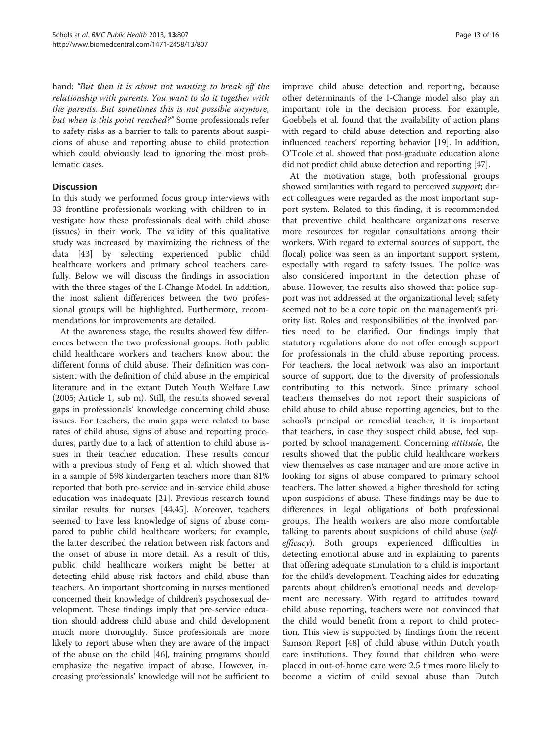hand: *"But then it is about not wanting to break off the relationship with parents. You want to do it together with the parents. But sometimes this is not possible anymore, but when is this point reached?"* Some professionals refer to safety risks as a barrier to talk to parents about suspicions of abuse and reporting abuse to child protection which could obviously lead to ignoring the most problematic cases.

## Discussion

In this study we performed focus group interviews with 33 frontline professionals working with children to investigate how these professionals deal with child abuse (issues) in their work. The validity of this qualitative study was increased by maximizing the richness of the data [43] by selecting experienced public child healthcare workers and primary school teachers carefully. Below we will discuss the findings in association with the three stages of the I-Change Model. In addition, the most salient differences between the two professional groups will be highlighted. Furthermore, recommendations for improvements are detailed.

At the awareness stage, the results showed few differences between the two professional groups. Both public child healthcare workers and teachers know about the different forms of child abuse. Their definition was consistent with the definition of child abuse in the empirical literature and in the extant Dutch Youth Welfare Law (2005; Article 1, sub m). Still, the results showed several gaps in professionals' knowledge concerning child abuse issues. For teachers, the main gaps were related to base rates of child abuse, signs of abuse and reporting procedures, partly due to a lack of attention to child abuse issues in their teacher education. These results concur with a previous study of Feng et al. which showed that in a sample of 598 kindergarten teachers more than 81% reported that both pre-service and in-service child abuse education was inadequate [21]. Previous research found similar results for nurses [44,45]. Moreover, teachers seemed to have less knowledge of signs of abuse compared to public child healthcare workers; for example, the latter described the relation between risk factors and the onset of abuse in more detail. As a result of this, public child healthcare workers might be better at detecting child abuse risk factors and child abuse than teachers. An important shortcoming in nurses mentioned concerned their knowledge of children's psychosexual development. These findings imply that pre-service education should address child abuse and child development much more thoroughly. Since professionals are more likely to report abuse when they are aware of the impact of the abuse on the child [46], training programs should emphasize the negative impact of abuse. However, increasing professionals' knowledge will not be sufficient to improve child abuse detection and reporting, because other determinants of the I-Change model also play an important role in the decision process. For example, Goebbels et al. found that the availability of action plans with regard to child abuse detection and reporting also influenced teachers' reporting behavior [19]. In addition, O'Toole et al. showed that post-graduate education alone did not predict child abuse detection and reporting [47].

At the motivation stage, both professional groups showed similarities with regard to perceived *support*; direct colleagues were regarded as the most important support system. Related to this finding, it is recommended that preventive child healthcare organizations reserve more resources for regular consultations among their workers. With regard to external sources of support, the (local) police was seen as an important support system, especially with regard to safety issues. The police was also considered important in the detection phase of abuse. However, the results also showed that police support was not addressed at the organizational level; safety seemed not to be a core topic on the management's priority list. Roles and responsibilities of the involved parties need to be clarified. Our findings imply that statutory regulations alone do not offer enough support for professionals in the child abuse reporting process. For teachers, the local network was also an important source of support, due to the diversity of professionals contributing to this network. Since primary school teachers themselves do not report their suspicions of child abuse to child abuse reporting agencies, but to the school's principal or remedial teacher, it is important that teachers, in case they suspect child abuse, feel supported by school management. Concerning *attitude*, the results showed that the public child healthcare workers view themselves as case manager and are more active in looking for signs of abuse compared to primary school teachers. The latter showed a higher threshold for acting upon suspicions of abuse. These findings may be due to differences in legal obligations of both professional groups. The health workers are also more comfortable talking to parents about suspicions of child abuse (*self-efficacy*). Both groups experienced difficulties in detecting emotional abuse and in explaining to parents that offering adequate stimulation to a child is important for the child's development. Teaching aides for educating parents about children's emotional needs and development are necessary. With regard to attitudes toward child abuse reporting, teachers were not convinced that the child would benefit from a report to child protection. This view is supported by findings from the recent Samson Report [48] of child abuse within Dutch youth care institutions. They found that children who were placed in out-of-home care were 2.5 times more likely to become a victim of child sexual abuse than Dutch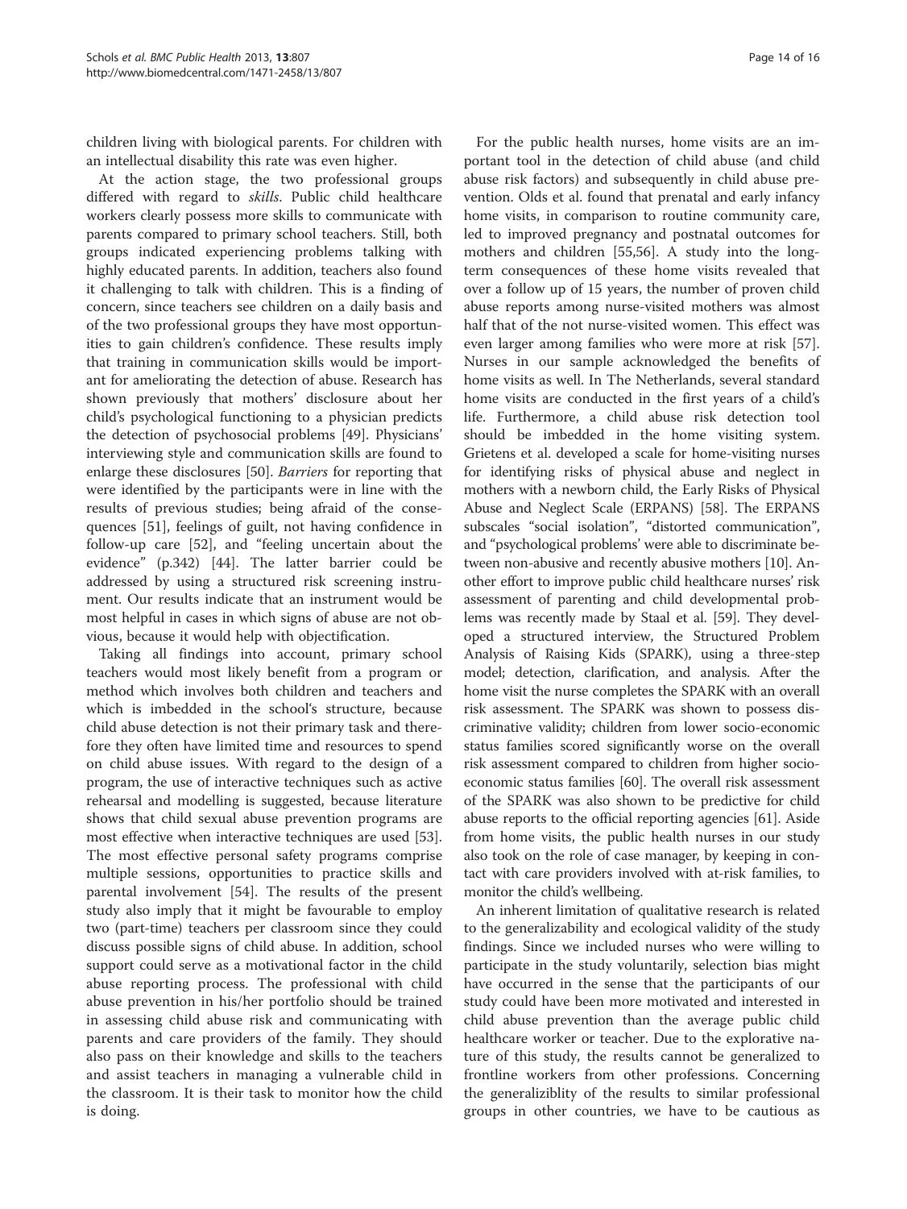children living with biological parents. For children with an intellectual disability this rate was even higher.

At the action stage, the two professional groups differed with regard to *skills*. Public child healthcare workers clearly possess more skills to communicate with parents compared to primary school teachers. Still, both groups indicated experiencing problems talking with highly educated parents. In addition, teachers also found it challenging to talk with children. This is a finding of concern, since teachers see children on a daily basis and of the two professional groups they have most opportunities to gain children's confidence. These results imply that training in communication skills would be important for ameliorating the detection of abuse. Research has shown previously that mothers' disclosure about her child's psychological functioning to a physician predicts the detection of psychosocial problems [49]. Physicians' interviewing style and communication skills are found to enlarge these disclosures [50]. *Barriers* for reporting that were identified by the participants were in line with the results of previous studies; being afraid of the consequences [51], feelings of guilt, not having confidence in follow-up care [52], and "feeling uncertain about the evidence" (p.342) [44]. The latter barrier could be addressed by using a structured risk screening instrument. Our results indicate that an instrument would be most helpful in cases in which signs of abuse are not obvious, because it would help with objectification.

Taking all findings into account, primary school teachers would most likely benefit from a program or method which involves both children and teachers and which is imbedded in the school's structure, because child abuse detection is not their primary task and therefore they often have limited time and resources to spend on child abuse issues. With regard to the design of a program, the use of interactive techniques such as active rehearsal and modelling is suggested, because literature shows that child sexual abuse prevention programs are most effective when interactive techniques are used [53]. The most effective personal safety programs comprise multiple sessions, opportunities to practice skills and parental involvement [54]. The results of the present study also imply that it might be favourable to employ two (part-time) teachers per classroom since they could discuss possible signs of child abuse. In addition, school support could serve as a motivational factor in the child abuse reporting process. The professional with child abuse prevention in his/her portfolio should be trained in assessing child abuse risk and communicating with parents and care providers of the family. They should also pass on their knowledge and skills to the teachers and assist teachers in managing a vulnerable child in the classroom. It is their task to monitor how the child is doing.

For the public health nurses, home visits are an important tool in the detection of child abuse (and child abuse risk factors) and subsequently in child abuse prevention. Olds et al. found that prenatal and early infancy home visits, in comparison to routine community care, led to improved pregnancy and postnatal outcomes for mothers and children [55,56]. A study into the long-term consequences of these home visits revealed that over a follow up of 15 years, the number of proven child abuse reports among nurse-visited mothers was almost half that of the not nurse-visited women. This effect was even larger among families who were more at risk [57]. Nurses in our sample acknowledged the benefits of home visits as well. In The Netherlands, several standard home visits are conducted in the first years of a child's life. Furthermore, a child abuse risk detection tool should be imbedded in the home visiting system. Grietens et al. developed a scale for home-visiting nurses for identifying risks of physical abuse and neglect in mothers with a newborn child, the Early Risks of Physical Abuse and Neglect Scale (ERPANS) [58]. The ERPANS subscales "social isolation", "distorted communication", and "psychological problems' were able to discriminate between non-abusive and recently abusive mothers [10]. Another effort to improve public child healthcare nurses' risk assessment of parenting and child developmental problems was recently made by Staal et al. [59]. They developed a structured interview, the Structured Problem Analysis of Raising Kids (SPARK), using a three-step model; detection, clarification, and analysis. After the home visit the nurse completes the SPARK with an overall risk assessment. The SPARK was shown to possess discriminative validity; children from lower socio-economic status families scored significantly worse on the overall risk assessment compared to children from higher socio-economic status families [60]. The overall risk assessment of the SPARK was also shown to be predictive for child abuse reports to the official reporting agencies [61]. Aside from home visits, the public health nurses in our study also took on the role of case manager, by keeping in contact with care providers involved with at-risk families, to monitor the child's wellbeing.

An inherent limitation of qualitative research is related to the generalizability and ecological validity of the study findings. Since we included nurses who were willing to participate in the study voluntarily, selection bias might have occurred in the sense that the participants of our study could have been more motivated and interested in child abuse prevention than the average public child healthcare worker or teacher. Due to the explorative nature of this study, the results cannot be generalized to frontline workers from other professions. Concerning the generaliziblity of the results to similar professional groups in other countries, we have to be cautious as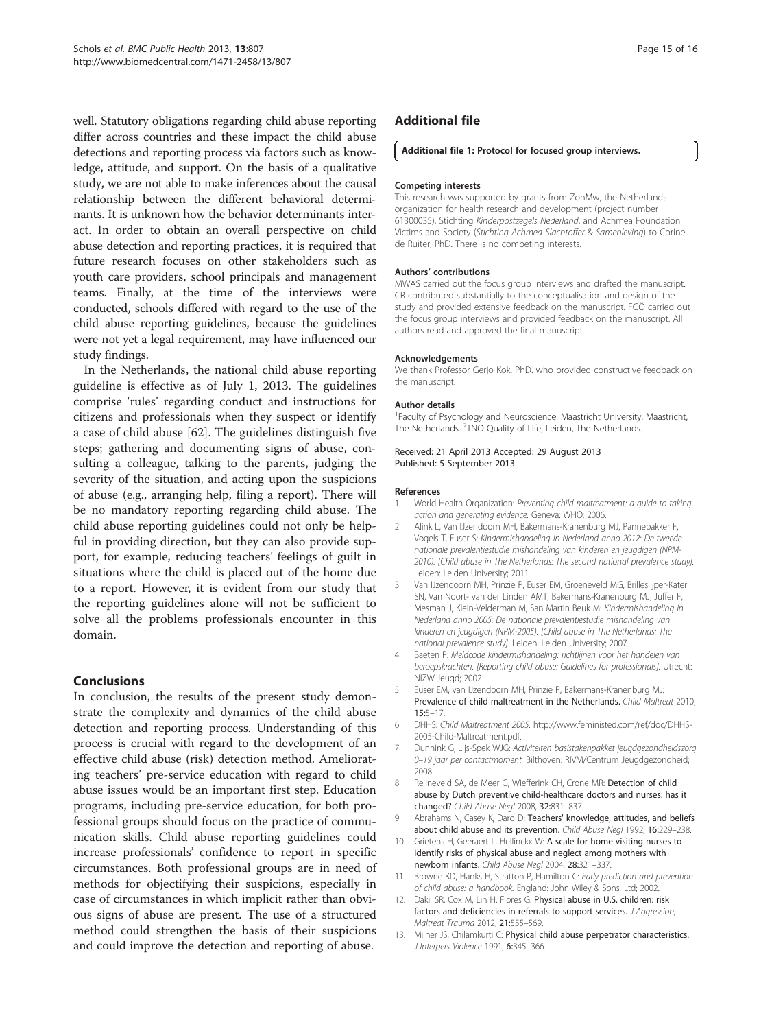well. Statutory obligations regarding child abuse reporting differ across countries and these impact the child abuse detections and reporting process via factors such as knowledge, attitude, and support. On the basis of a qualitative study, we are not able to make inferences about the causal relationship between the different behavioral determinants. It is unknown how the behavior determinants interact. In order to obtain an overall perspective on child abuse detection and reporting practices, it is required that future research focuses on other stakeholders such as youth care providers, school principals and management teams. Finally, at the time of the interviews were conducted, schools differed with regard to the use of the child abuse reporting guidelines, because the guidelines were not yet a legal requirement, may have influenced our study findings.

In the Netherlands, the national child abuse reporting guideline is effective as of July 1, 2013. The guidelines comprise 'rules' regarding conduct and instructions for citizens and professionals when they suspect or identify a case of child abuse [62]. The guidelines distinguish five steps; gathering and documenting signs of abuse, consulting a colleague, talking to the parents, judging the severity of the situation, and acting upon the suspicions of abuse (e.g., arranging help, filing a report). There will be no mandatory reporting regarding child abuse. The child abuse reporting guidelines could not only be helpful in providing direction, but they can also provide support, for example, reducing teachers' feelings of guilt in situations where the child is placed out of the home due to a report. However, it is evident from our study that the reporting guidelines alone will not be sufficient to solve all the problems professionals encounter in this domain.

## Conclusions

In conclusion, the results of the present study demonstrate the complexity and dynamics of the child abuse detection and reporting process. Understanding of this process is crucial with regard to the development of an effective child abuse (risk) detection method. Ameliorating teachers' pre-service education with regard to child abuse issues would be an important first step. Education programs, including pre-service education, for both professional groups should focus on the practice of communication skills. Child abuse reporting guidelines could increase professionals' confidence to report in specific circumstances. Both professional groups are in need of methods for objectifying their suspicions, especially in case of circumstances in which implicit rather than obvious signs of abuse are present. The use of a structured method could strengthen the basis of their suspicions and could improve the detection and reporting of abuse.

## Additional file

**Additional file 1: Protocol for focused group interviews.**

#### Competing interests

This research was supported by grants from ZonMw, the Netherlands organization for health research and development (project number 61300035), Stichting *Kinderpostzegels Nederland*, and Achmea Foundation Victims and Society (*Stichting Achmea Slachtoffer* & *Samenleving*) to Corine de Ruiter, PhD. There is no competing interests.

#### Authors' contributions

MWAS carried out the focus group interviews and drafted the manuscript. CR contributed substantially to the conceptualisation and design of the study and provided extensive feedback on the manuscript. FGÖ carried out the focus group interviews and provided feedback on the manuscript. All authors read and approved the final manuscript.

#### Acknowledgements

We thank Professor Gerjo Kok, PhD. who provided constructive feedback on the manuscript.

#### Author details

[1]Faculty of Psychology and Neuroscience, Maastricht University, Maastricht, The Netherlands. [2]TNO Quality of Life, Leiden, The Netherlands.

Received: 21 April 2013 Accepted: 29 August 2013
Published: 5 September 2013

#### References

1. World Health Organization: *Preventing child maltreatment: a guide to taking action and generating evidence.* Geneva: WHO; 2006.
2. Alink L, Van IJzendoorn MH, Bakermans-Kranenburg MJ, Pannebakker F, Vogels T, Euser S: *Kindermishandeling in Nederland anno 2012: De tweede nationale prevalentiestudie mishandeling van kinderen en jeugdigen (NPM-2010). [Child abuse in The Netherlands: The second national prevalence study].* Leiden: Leiden University; 2011.
3. Van IJzendoorn MH, Prinzie P, Euser EM, Groeneveld MG, Brilleslijper-Kater SN, Van Noort- van der Linden AMT, Bakermans-Kranenburg MJ, Juffer F, Mesman J, Klein-Velderman M, San Martin Beuk M: *Kindermishandeling in Nederland anno 2005: De nationale prevalentiestudie mishandeling van kinderen en jeugdigen (NPM-2005). [Child abuse in The Netherlands: The national prevalence study].* Leiden: Leiden University; 2007.
4. Baeten P: *Meldcode kindermishandeling: richtlijnen voor het handelen van beroepskrachten. [Reporting child abuse: Guidelines for professionals].* Utrecht: NIZW Jeugd; 2002.
5. Euser EM, van IJzendoorn MH, Prinzie P, Bakermans-Kranenburg MJ: **Prevalence of child maltreatment in the Netherlands.** *Child Maltreat* 2010, **15:**5–17.
6. DHHS: *Child Maltreatment 2005.* http://www.feministed.com/ref/doc/DHHS-2005-Child-Maltreatment.pdf.
7. Dunnink G, Lijs-Spek WJG: *Activiteiten basistakenpakket jeugdgezondheidszorg 0–19 jaar per contactmoment.* Bilthoven: RIVM/Centrum Jeugdgezondheid; 2008.
8. Reijneveld SA, de Meer G, Wiefferink CH, Crone MR: **Detection of child abuse by Dutch preventive child-healthcare doctors and nurses: has it changed?** *Child Abuse Negl* 2008, **32:**831–837.
9. Abrahams N, Casey K, Daro D: **Teachers' knowledge, attitudes, and beliefs about child abuse and its prevention.** *Child Abuse Negl* 1992, **16:**229–238.
10. Grietens H, Geeraert L, Hellinckx W: **A scale for home visiting nurses to identify risks of physical abuse and neglect among mothers with newborn infants.** *Child Abuse Negl* 2004, **28:**321–337.
11. Browne KD, Hanks H, Stratton P, Hamilton C: *Early prediction and prevention of child abuse: a handbook.* England: John Wiley & Sons, Ltd; 2002.
12. Dakil SR, Cox M, Lin H, Flores G: **Physical abuse in U.S. children: risk factors and deficiencies in referrals to support services.** *J Aggression, Maltreat Trauma* 2012, **21:**555–569.
13. Milner JS, Chilamkurti C: **Physical child abuse perpetrator characteristics.** *J Interpers Violence* 1991, **6:**345–366.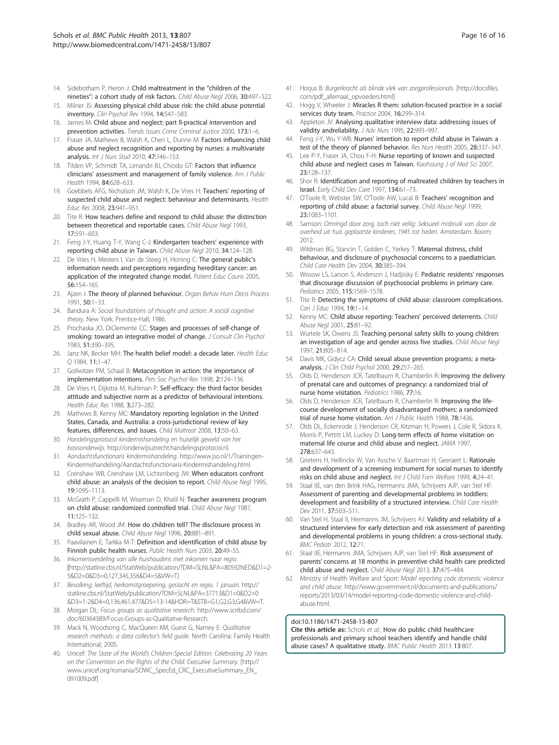14. Sidebotham P, Heron J: **Child maltreatment in the "children of the nineties": a cohort study of risk factors.** *Child Abuse Negl* 2006, **30:**497–522.
15. Milner JS: **Assessing physical child abuse risk: the child abuse potential inventory.** *Clin Psychol Rev* 1994, **14:**547–583.
16. James M: **Child abuse and neglect: part II-practical intervention and prevention activities.** *Trends Issues Crime Criminal Justice* 2000, **173:**1–6.
17. Fraser JA, Mathews B, Walsh K, Chen L, Dunne M: **Factors influencing child abuse and neglect recognition and reporting by nurses: a multivariate analysis.** *Int J Nurs Stud* 2010, **47:**146–153.
18. Tilden VP, Schmidt TA, Limandri BJ, Chiodo GT: **Factors that influence clinicians' assessment and management of family violence.** *Am J Public Health* 1994, **84:**628–633.
19. Goebbels AFG, Nicholson JM, Walsh K, De Vries H: **Teachers' reporting of suspected child abuse and neglect: behaviour and determinants.** *Health Educ Res* 2008, **23:**941–951.
20. Tite R: **How teachers define and respond to child abuse: the distinction between theoretical and reportable cases.** *Child Abuse Negl* 1993, **17:**591–603.
21. Feng J-Y, Huang T-Y, Wang C-J: **Kindergarten teachers' experience with reporting child abuse in Taiwan.** *Child Abuse Negl* 2010, **34:**124–128.
22. De Vries H, Mesters I, Van de Steeg H, Honing C: **The general public's information needs and perceptions regarding hereditary cancer: an application of the integrated change model.** *Patient Educ Couns* 2005, **56:**154–165.
23. Ajzen I: **The theory of planned behaviour.** *Organ Behav Hum Decis Process* 1991, **50:**1–33.
24. Bandura A: *Social foundations of thought and action: A social cognitive theory.* New York: Prentice-Hall; 1986.
25. Prochaska JO, DiClemente CC: **Stages and processes of self-change of smoking: toward an integrative model of change.** *J Consult Clin Psychol* 1983, **51:**390–395.
26. Janz NK, Becker MH: **The health belief model: a decade later.** *Health Educ Q* 1984, **11:**1–47.
27. Gollwitzer PM, Schaal B: **Metacognition in action: the importance of implementation intentions.** *Pers Soc Psychol Rev* 1998, **2:**124–136.
28. De Vries H, Dijkstra M, Kuhlman P: **Self-efficacy: the third factor besides attitude and subjective norm as a predictor of behavioural intentions.** *Health Educ Res* 1988, **3:**273–282.
29. Mathews B, Kenny MC: **Mandatory reporting legislation in the United States, Canada, and Australia: a cross-jurisdictional review of key features, differences, and issues.** *Child Maltreat* 2008, **13:**50–63.
30. *Handelingsprotocol kindermishandeling en huiselijk geweld van het basisonderwijs.* http://onderwijsutrecht.handelingsprotocol.nl.
31. *Aandachtsfunctionaris kindermishandeling.* http://www.jso.nl/1/Trainingen-Kindermishandeling/Aandachtsfunctionaris-Kindermishandeling.html.
32. Crenshaw WB, Crenshaw LM, Lichtenberg JW: **When educators confront child abuse: an analysis of the decision to report.** *Child Abuse Negl* 1995, **19:**1095–1113.
33. McGrath P, Cappelli M, Wiseman D, Khalil N: **Teacher awareness program on child abuse: randomized controlled trial.** *Child Abuse Negl* 1987, **11:**125–132.
34. Bradley AR, Wood JM: **How do children tell? The disclosure process in child sexual abuse.** *Child Abuse Negl* 1996, **20:**881–891.
35. Paavilainen E, Tarkka M-T: **Definition and identification of child abuse by Finnish public health nurses.** *Public Health Nurs* 2003, **20:**49–55.
36. *Inkomensverdeling van alle huishoudens met inkomen naar regio.* [http://statline.cbs.nl/StatWeb/publication/?DM=SLNL&PA=80592NED&D1=2-5&D2=0&D3=0,127,345,356&D4=5&VW=T]
37. *Bevolking; leeftijd, herkomstgroepering, geslacht en regio, 1 januari.* http://statline.cbs.nl/StatWeb/publication/?DM=SLNL&PA=37713&D1=0&D2=0&D3=1-2&D4=0,136,461,477&D5=13-14&HDR=T&STB=G1,G2,G3,G4&VW=T.
38. Morgan DL: *Focus groups as qualitative research.* http://www.scribd.com/doc/60364389/Focus-Groups-as-Qualitative-Research.
39. Mack N, Woodsong C, MacQueen KM, Guest G, Namey E: *Qualitative research methods: a data collector's field guide.* North Carolina: Family Health International; 2005.
40. Unicef: *The State of the World's Children-Special Edition: Celebrating 20 Years on the Convention on the Rights of the Child: Executive Summary.* [http://www.unicef.org/romania/SOWC_SpecEd_CRC_ExecutiveSummary_EN_091009.pdf]
41. Horjus B: *Burgerkracht als blinde vlek van zorgprofessionals.* [http://docsfiles.com/pdf_allemaal_opvoeders.html]
42. Hogg V, Wheeler J: **Miracles R them: solution-focused practice in a social services duty team.** *Practice* 2004, **16:**299–314.
43. Appleton JV: **Analysing qualitative interview data: addressing issues of validity andreliability.** *J Adv Nurs* 1995, **22:**993–997.
44. Feng J-Y, Wu Y-WB: **Nurses' intention to report child abuse in Taiwan: a test of the theory of planned behavior.** *Res Nurs Health* 2005, **28:**337–347.
45. Lee P-Y, Fraser JA, Chou F-H: **Nurse reporting of known and suspected child abuse and neglect cases in Taiwan.** *Kaohsiung J of Med Sci* 2007, **23:**128–137.
46. Shor R: **Identification and reporting of maltreated children by teachers in Israel.** *Early Child Dev Care* 1997, **134:**61–73.
47. O'Toole R, Webster SW, O'Toole AW, Lucal B: **Teachers' recognition and reporting of child abuse: a factorial survey.** *Child Abuse Negl* 1999, **23:**1083–1101.
48. Samson: *Omringd door zorg, toch niet veilig: Seksueel misbruik van door de overheid uit huis geplaatste kinderen, 1945 tot heden.* Amsterdam: Boom; 2012.
49. Wildman BG, Stancin T, Golden C, Yerkey T: **Maternal distress, child behaviour, and disclosure of psychosocial concerns to a paediatrician.** *Child Care Health Dev* 2004, **30:**385–394.
50. Wissow LS, Larson S, Anderson J, Hadjiisky E: **Pediatric residents' responses that discourage discussion of psychosocial problems in primary care.** *Pediatrics* 2005, **115:**1569–1578.
51. Tite R: **Detecting the symptoms of child abuse: classroom complications.** *Can J Educ* 1994, **19:**1–14.
52. Kenny MC: **Child abuse reporting: Teachers' perceived deterrents.** *Child Abuse Negl* 2001, **25:**81–92.
53. Wurtele SK, Owens JS: **Teaching personal safety skills to young children: an investigation of age and gender across five studies.** *Child Abuse Negl* 1997, **21:**805–814.
54. Davis MK, Gidycz CA: **Child sexual abuse prevention programs: a meta-analysis.** *J Clin Child Psychol* 2000, **29:**257–265.
55. Olds D, Henderson JCR, Tatelbaum R, Chamberlin R: **Improving the delivery of prenatal care and outcomes of pregnancy: a randomized trial of nurse home visitation.** *Pediatrics* 1986, **77:**16.
56. Olds D, Henderson JCR, Tatelbaum R, Chamberlin R: **Improving the life-course development of socially disadvantaged mothers: a randomized trial of nurse home visitation.** *Am J Public Health* 1988, **78:**1436.
57. Olds DL, Eckenrode J, Henderson CR, Kitzman H, Powers J, Cole R, Sidora K, Morris P, Pettitt LM, Luckey D: **Long-term effects of home visitation on maternal life course and child abuse and neglect.** *JAMA* 1997, **278:**637–643.
58. Grietens H, Hellinckx W, Van Assche V, Baartman H, Geeraert L: **Rationale and development of a screening instrument for social nurses to identify risks on child abuse and neglect.** *Int J Child Fam Welfare* 1999, **4:**24–41.
59. Staal IIE, van den Brink HAG, Hermanns JMA, Schrijvers AJP, van Stel HF: **Assessment of parenting and developmental problems in toddlers: development and feasibility of a structured interview.** *Child Care Health Dev* 2011, **37:**503–511.
60. Van Stel H, Staal II, Hermanns JM, Schrijvers AJ: **Validity and reliability of a structured interview for early detection and risk assessment of parenting and developmental problems in young children: a cross-sectional study.** *BMC Pediatr* 2012, **12:**71.
61. Staal IIE, Hermanns JMA, Schrijvers AJP, van Stel HF: **Risk assessment of parents' concerns at 18 months in preventive child health care predicted child abuse and neglect.** *Child Abuse Negl* 2013, **37:**475–484.
62. Ministry of Health Welfare and Sport: *Model reporting code domestic violence and child abuse.* http://www.government.nl/documents-and-publications/reports/2013/03/14/model-reporting-code-domestic-violence-and-child-abuse.html.

doi:10.1186/1471-2458-13-807

**Cite this article as:** Schols *et al.*: How do public child healthcare professionals and primary school teachers identify and handle child abuse cases? A qualitative study. *BMC Public Health* 2013 **13**:807.